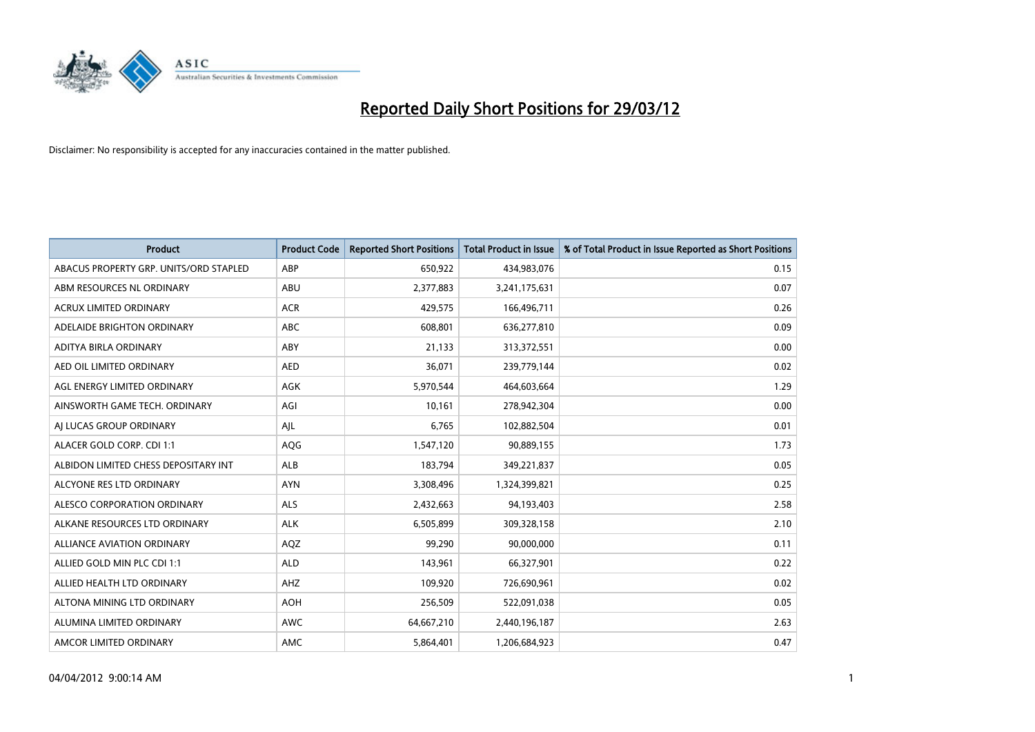# Reported Daily Short Positions for 29/03/12

Disclaimer: No responsibility is accepted for any inaccuracies contained in the matter published.

| Product | Product Code | Reported Short Positions | Total Product in Issue | % of Total Product in Issue Reported as Short Positions |
|---|---|---|---|---|
| ABACUS PROPERTY GRP. UNITS/ORD STAPLED | ABP | 650,922 | 434,983,076 | 0.15 |
| ABM RESOURCES NL ORDINARY | ABU | 2,377,883 | 3,241,175,631 | 0.07 |
| ACRUX LIMITED ORDINARY | ACR | 429,575 | 166,496,711 | 0.26 |
| ADELAIDE BRIGHTON ORDINARY | ABC | 608,801 | 636,277,810 | 0.09 |
| ADITYA BIRLA ORDINARY | ABY | 21,133 | 313,372,551 | 0.00 |
| AED OIL LIMITED ORDINARY | AED | 36,071 | 239,779,144 | 0.02 |
| AGL ENERGY LIMITED ORDINARY | AGK | 5,970,544 | 464,603,664 | 1.29 |
| AINSWORTH GAME TECH. ORDINARY | AGI | 10,161 | 278,942,304 | 0.00 |
| AJ LUCAS GROUP ORDINARY | AJL | 6,765 | 102,882,504 | 0.01 |
| ALACER GOLD CORP. CDI 1:1 | AQG | 1,547,120 | 90,889,155 | 1.73 |
| ALBIDON LIMITED CHESS DEPOSITARY INT | ALB | 183,794 | 349,221,837 | 0.05 |
| ALCYONE RES LTD ORDINARY | AYN | 3,308,496 | 1,324,399,821 | 0.25 |
| ALESCO CORPORATION ORDINARY | ALS | 2,432,663 | 94,193,403 | 2.58 |
| ALKANE RESOURCES LTD ORDINARY | ALK | 6,505,899 | 309,328,158 | 2.10 |
| ALLIANCE AVIATION ORDINARY | AQZ | 99,290 | 90,000,000 | 0.11 |
| ALLIED GOLD MIN PLC CDI 1:1 | ALD | 143,961 | 66,327,901 | 0.22 |
| ALLIED HEALTH LTD ORDINARY | AHZ | 109,920 | 726,690,961 | 0.02 |
| ALTONA MINING LTD ORDINARY | AOH | 256,509 | 522,091,038 | 0.05 |
| ALUMINA LIMITED ORDINARY | AWC | 64,667,210 | 2,440,196,187 | 2.63 |
| AMCOR LIMITED ORDINARY | AMC | 5,864,401 | 1,206,684,923 | 0.47 |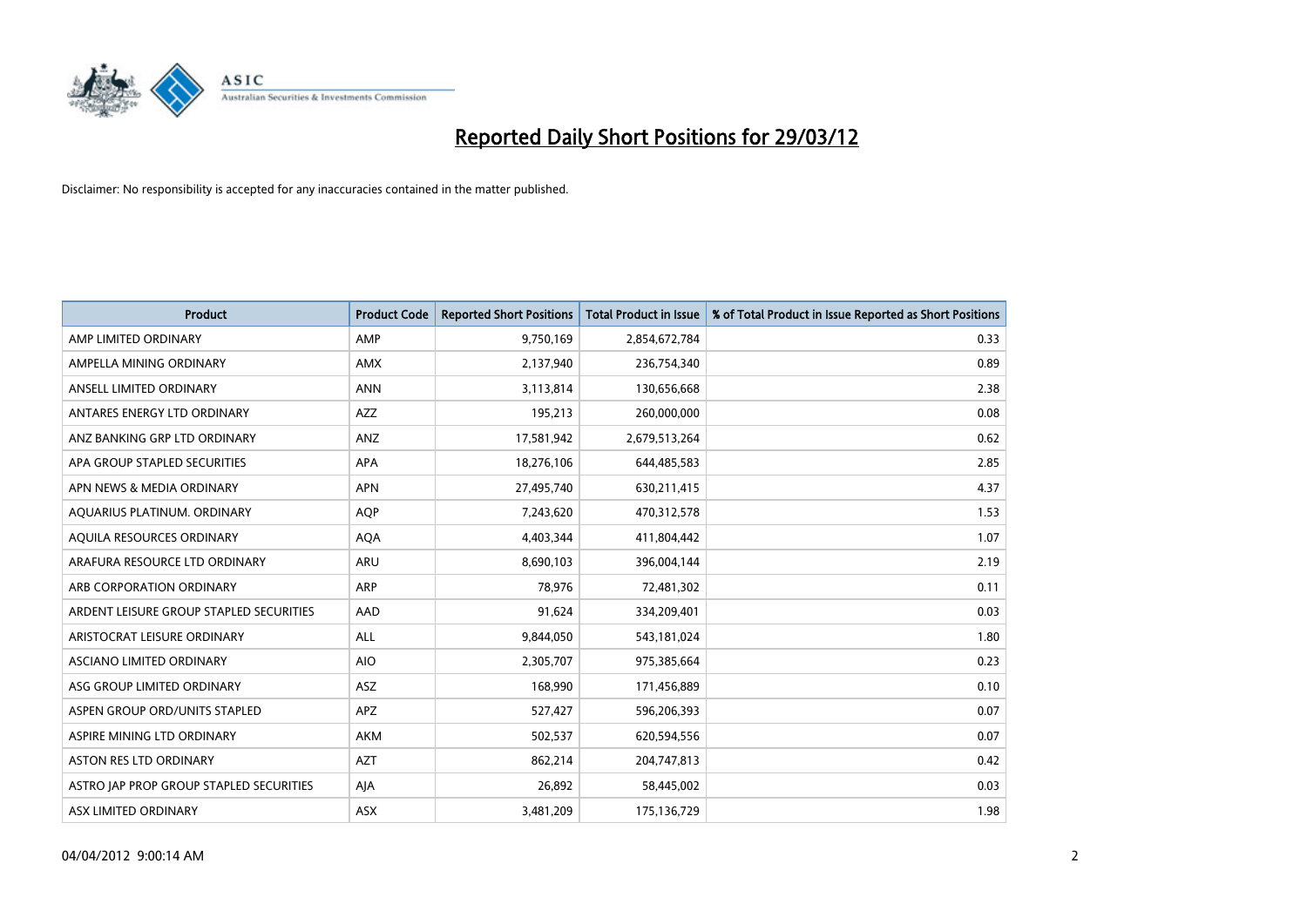# Reported Daily Short Positions for 29/03/12

Disclaimer: No responsibility is accepted for any inaccuracies contained in the matter published.

| Product | Product Code | Reported Short Positions | Total Product in Issue | % of Total Product in Issue Reported as Short Positions |
|---|---|---|---|---|
| AMP LIMITED ORDINARY | AMP | 9,750,169 | 2,854,672,784 | 0.33 |
| AMPELLA MINING ORDINARY | AMX | 2,137,940 | 236,754,340 | 0.89 |
| ANSELL LIMITED ORDINARY | ANN | 3,113,814 | 130,656,668 | 2.38 |
| ANTARES ENERGY LTD ORDINARY | AZZ | 195,213 | 260,000,000 | 0.08 |
| ANZ BANKING GRP LTD ORDINARY | ANZ | 17,581,942 | 2,679,513,264 | 0.62 |
| APA GROUP STAPLED SECURITIES | APA | 18,276,106 | 644,485,583 | 2.85 |
| APN NEWS & MEDIA ORDINARY | APN | 27,495,740 | 630,211,415 | 4.37 |
| AQUARIUS PLATINUM. ORDINARY | AQP | 7,243,620 | 470,312,578 | 1.53 |
| AQUILA RESOURCES ORDINARY | AQA | 4,403,344 | 411,804,442 | 1.07 |
| ARAFURA RESOURCE LTD ORDINARY | ARU | 8,690,103 | 396,004,144 | 2.19 |
| ARB CORPORATION ORDINARY | ARP | 78,976 | 72,481,302 | 0.11 |
| ARDENT LEISURE GROUP STAPLED SECURITIES | AAD | 91,624 | 334,209,401 | 0.03 |
| ARISTOCRAT LEISURE ORDINARY | ALL | 9,844,050 | 543,181,024 | 1.80 |
| ASCIANO LIMITED ORDINARY | AIO | 2,305,707 | 975,385,664 | 0.23 |
| ASG GROUP LIMITED ORDINARY | ASZ | 168,990 | 171,456,889 | 0.10 |
| ASPEN GROUP ORD/UNITS STAPLED | APZ | 527,427 | 596,206,393 | 0.07 |
| ASPIRE MINING LTD ORDINARY | AKM | 502,537 | 620,594,556 | 0.07 |
| ASTON RES LTD ORDINARY | AZT | 862,214 | 204,747,813 | 0.42 |
| ASTRO JAP PROP GROUP STAPLED SECURITIES | AJA | 26,892 | 58,445,002 | 0.03 |
| ASX LIMITED ORDINARY | ASX | 3,481,209 | 175,136,729 | 1.98 |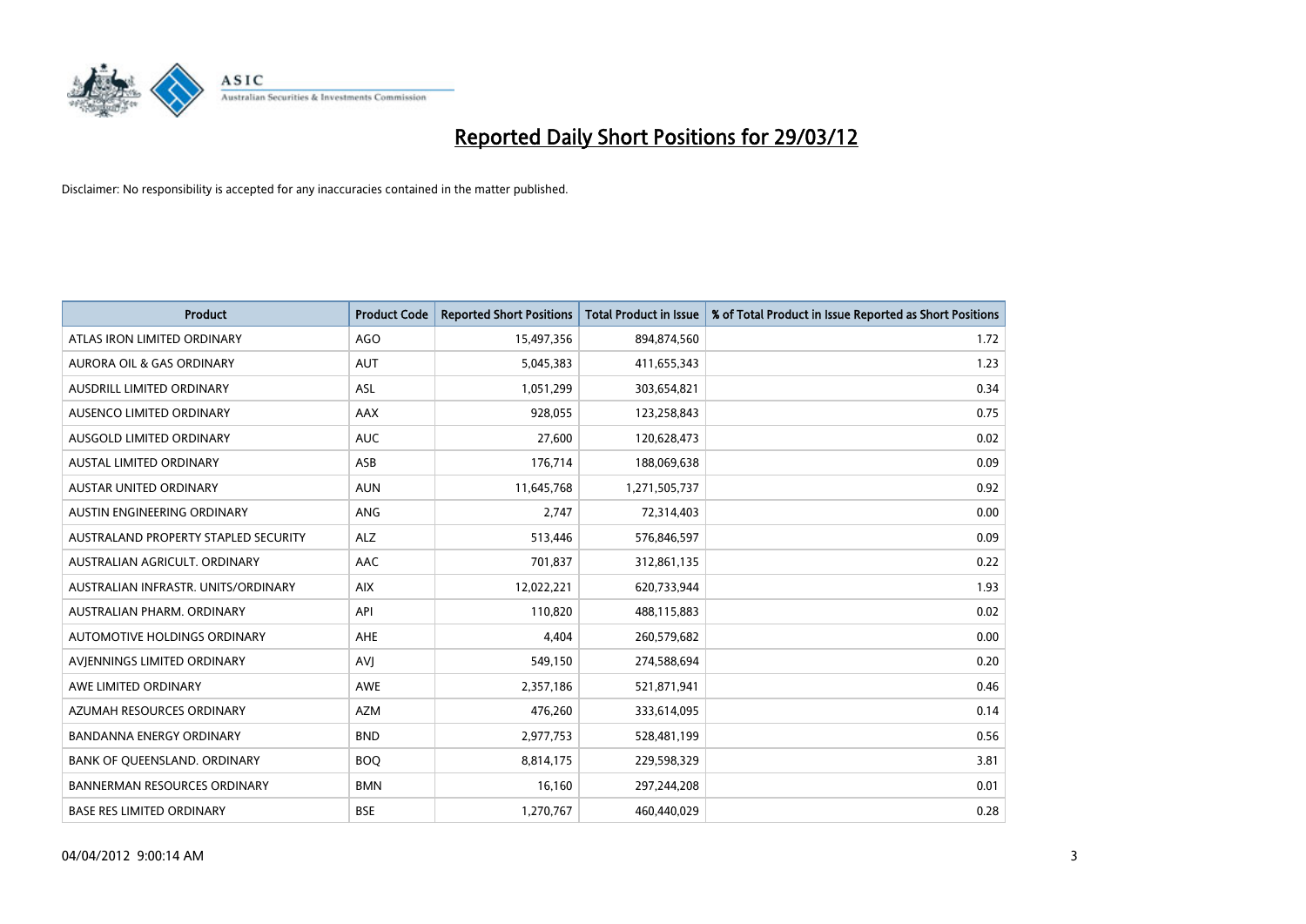# Reported Daily Short Positions for 29/03/12

Disclaimer: No responsibility is accepted for any inaccuracies contained in the matter published.

| Product | Product Code | Reported Short Positions | Total Product in Issue | % of Total Product in Issue Reported as Short Positions |
|---|---|---|---|---|
| ATLAS IRON LIMITED ORDINARY | AGO | 15,497,356 | 894,874,560 | 1.72 |
| AURORA OIL & GAS ORDINARY | AUT | 5,045,383 | 411,655,343 | 1.23 |
| AUSDRILL LIMITED ORDINARY | ASL | 1,051,299 | 303,654,821 | 0.34 |
| AUSENCO LIMITED ORDINARY | AAX | 928,055 | 123,258,843 | 0.75 |
| AUSGOLD LIMITED ORDINARY | AUC | 27,600 | 120,628,473 | 0.02 |
| AUSTAL LIMITED ORDINARY | ASB | 176,714 | 188,069,638 | 0.09 |
| AUSTAR UNITED ORDINARY | AUN | 11,645,768 | 1,271,505,737 | 0.92 |
| AUSTIN ENGINEERING ORDINARY | ANG | 2,747 | 72,314,403 | 0.00 |
| AUSTRALAND PROPERTY STAPLED SECURITY | ALZ | 513,446 | 576,846,597 | 0.09 |
| AUSTRALIAN AGRICULT. ORDINARY | AAC | 701,837 | 312,861,135 | 0.22 |
| AUSTRALIAN INFRASTR. UNITS/ORDINARY | AIX | 12,022,221 | 620,733,944 | 1.93 |
| AUSTRALIAN PHARM. ORDINARY | API | 110,820 | 488,115,883 | 0.02 |
| AUTOMOTIVE HOLDINGS ORDINARY | AHE | 4,404 | 260,579,682 | 0.00 |
| AVJENNINGS LIMITED ORDINARY | AVJ | 549,150 | 274,588,694 | 0.20 |
| AWE LIMITED ORDINARY | AWE | 2,357,186 | 521,871,941 | 0.46 |
| AZUMAH RESOURCES ORDINARY | AZM | 476,260 | 333,614,095 | 0.14 |
| BANDANNA ENERGY ORDINARY | BND | 2,977,753 | 528,481,199 | 0.56 |
| BANK OF QUEENSLAND. ORDINARY | BOQ | 8,814,175 | 229,598,329 | 3.81 |
| BANNERMAN RESOURCES ORDINARY | BMN | 16,160 | 297,244,208 | 0.01 |
| BASE RES LIMITED ORDINARY | BSE | 1,270,767 | 460,440,029 | 0.28 |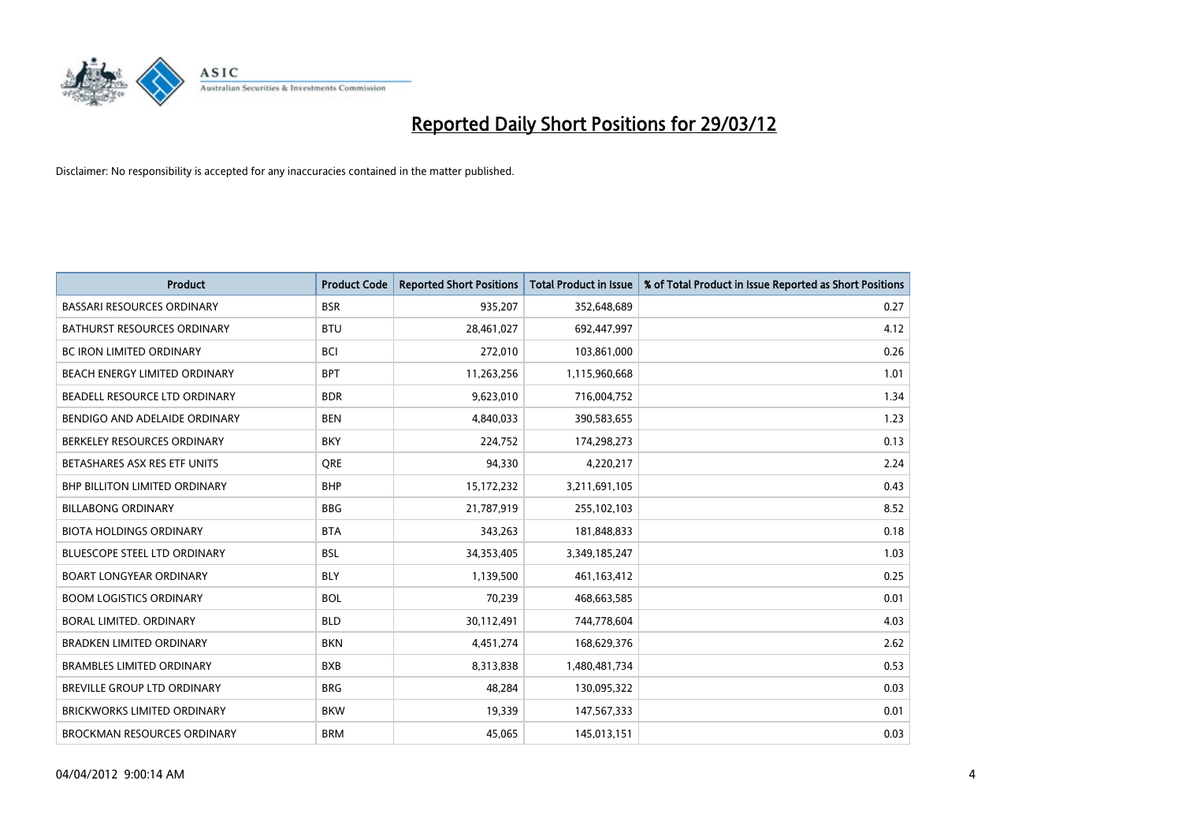# Reported Daily Short Positions for 29/03/12

Disclaimer: No responsibility is accepted for any inaccuracies contained in the matter published.

| Product | Product Code | Reported Short Positions | Total Product in Issue | % of Total Product in Issue Reported as Short Positions |
|---|---|---|---|---|
| BASSARI RESOURCES ORDINARY | BSR | 935,207 | 352,648,689 | 0.27 |
| BATHURST RESOURCES ORDINARY | BTU | 28,461,027 | 692,447,997 | 4.12 |
| BC IRON LIMITED ORDINARY | BCI | 272,010 | 103,861,000 | 0.26 |
| BEACH ENERGY LIMITED ORDINARY | BPT | 11,263,256 | 1,115,960,668 | 1.01 |
| BEADELL RESOURCE LTD ORDINARY | BDR | 9,623,010 | 716,004,752 | 1.34 |
| BENDIGO AND ADELAIDE ORDINARY | BEN | 4,840,033 | 390,583,655 | 1.23 |
| BERKELEY RESOURCES ORDINARY | BKY | 224,752 | 174,298,273 | 0.13 |
| BETASHARES ASX RES ETF UNITS | QRE | 94,330 | 4,220,217 | 2.24 |
| BHP BILLITON LIMITED ORDINARY | BHP | 15,172,232 | 3,211,691,105 | 0.43 |
| BILLABONG ORDINARY | BBG | 21,787,919 | 255,102,103 | 8.52 |
| BIOTA HOLDINGS ORDINARY | BTA | 343,263 | 181,848,833 | 0.18 |
| BLUESCOPE STEEL LTD ORDINARY | BSL | 34,353,405 | 3,349,185,247 | 1.03 |
| BOART LONGYEAR ORDINARY | BLY | 1,139,500 | 461,163,412 | 0.25 |
| BOOM LOGISTICS ORDINARY | BOL | 70,239 | 468,663,585 | 0.01 |
| BORAL LIMITED. ORDINARY | BLD | 30,112,491 | 744,778,604 | 4.03 |
| BRADKEN LIMITED ORDINARY | BKN | 4,451,274 | 168,629,376 | 2.62 |
| BRAMBLES LIMITED ORDINARY | BXB | 8,313,838 | 1,480,481,734 | 0.53 |
| BREVILLE GROUP LTD ORDINARY | BRG | 48,284 | 130,095,322 | 0.03 |
| BRICKWORKS LIMITED ORDINARY | BKW | 19,339 | 147,567,333 | 0.01 |
| BROCKMAN RESOURCES ORDINARY | BRM | 45,065 | 145,013,151 | 0.03 |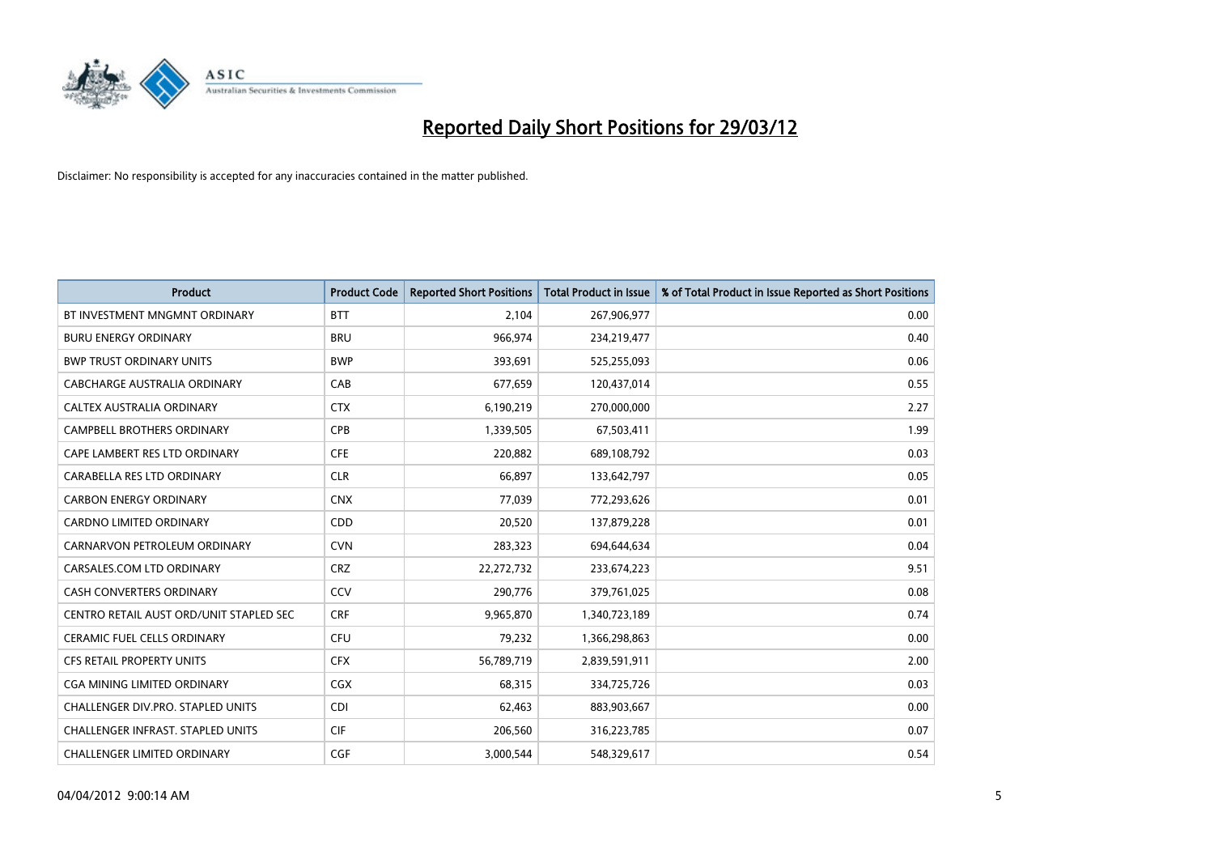# Reported Daily Short Positions for 29/03/12

Disclaimer: No responsibility is accepted for any inaccuracies contained in the matter published.

| Product | Product Code | Reported Short Positions | Total Product in Issue | % of Total Product in Issue Reported as Short Positions |
|---|---|---|---|---|
| BT INVESTMENT MNGMNT ORDINARY | BTT | 2,104 | 267,906,977 | 0.00 |
| BURU ENERGY ORDINARY | BRU | 966,974 | 234,219,477 | 0.40 |
| BWP TRUST ORDINARY UNITS | BWP | 393,691 | 525,255,093 | 0.06 |
| CABCHARGE AUSTRALIA ORDINARY | CAB | 677,659 | 120,437,014 | 0.55 |
| CALTEX AUSTRALIA ORDINARY | CTX | 6,190,219 | 270,000,000 | 2.27 |
| CAMPBELL BROTHERS ORDINARY | CPB | 1,339,505 | 67,503,411 | 1.99 |
| CAPE LAMBERT RES LTD ORDINARY | CFE | 220,882 | 689,108,792 | 0.03 |
| CARABELLA RES LTD ORDINARY | CLR | 66,897 | 133,642,797 | 0.05 |
| CARBON ENERGY ORDINARY | CNX | 77,039 | 772,293,626 | 0.01 |
| CARDNO LIMITED ORDINARY | CDD | 20,520 | 137,879,228 | 0.01 |
| CARNARVON PETROLEUM ORDINARY | CVN | 283,323 | 694,644,634 | 0.04 |
| CARSALES.COM LTD ORDINARY | CRZ | 22,272,732 | 233,674,223 | 9.51 |
| CASH CONVERTERS ORDINARY | CCV | 290,776 | 379,761,025 | 0.08 |
| CENTRO RETAIL AUST ORD/UNIT STAPLED SEC | CRF | 9,965,870 | 1,340,723,189 | 0.74 |
| CERAMIC FUEL CELLS ORDINARY | CFU | 79,232 | 1,366,298,863 | 0.00 |
| CFS RETAIL PROPERTY UNITS | CFX | 56,789,719 | 2,839,591,911 | 2.00 |
| CGA MINING LIMITED ORDINARY | CGX | 68,315 | 334,725,726 | 0.03 |
| CHALLENGER DIV.PRO. STAPLED UNITS | CDI | 62,463 | 883,903,667 | 0.00 |
| CHALLENGER INFRAST. STAPLED UNITS | CIF | 206,560 | 316,223,785 | 0.07 |
| CHALLENGER LIMITED ORDINARY | CGF | 3,000,544 | 548,329,617 | 0.54 |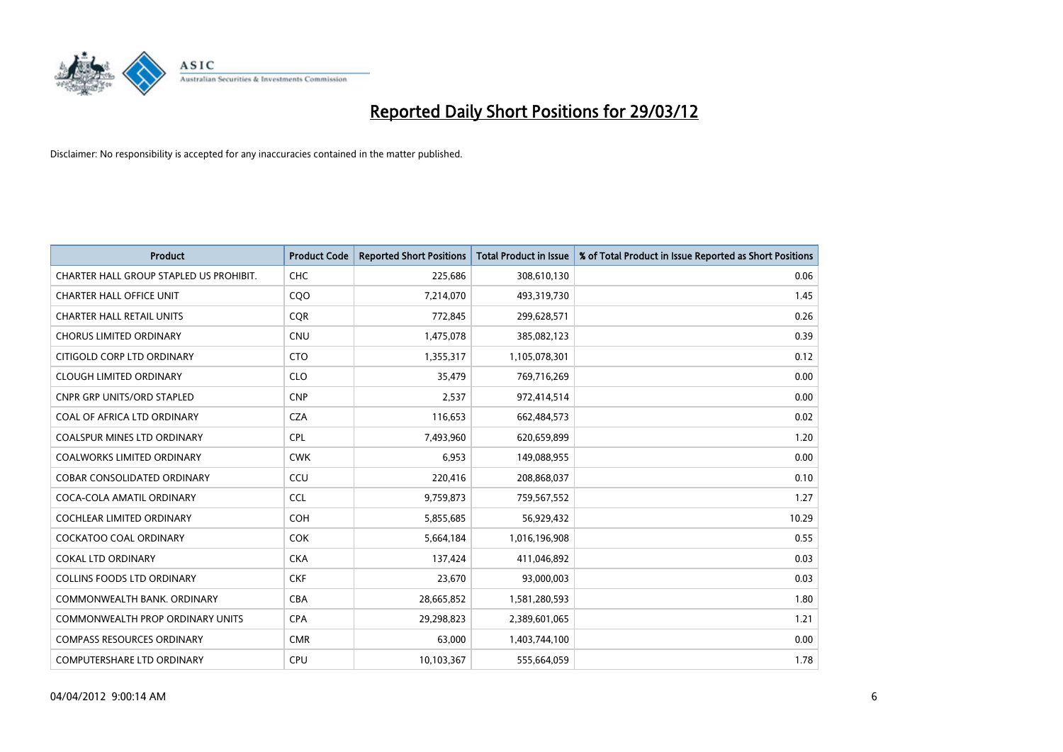# Reported Daily Short Positions for 29/03/12

Disclaimer: No responsibility is accepted for any inaccuracies contained in the matter published.

| Product | Product Code | Reported Short Positions | Total Product in Issue | % of Total Product in Issue Reported as Short Positions |
|---|---|---|---|---|
| CHARTER HALL GROUP STAPLED US PROHIBIT. | CHC | 225,686 | 308,610,130 | 0.06 |
| CHARTER HALL OFFICE UNIT | CQO | 7,214,070 | 493,319,730 | 1.45 |
| CHARTER HALL RETAIL UNITS | CQR | 772,845 | 299,628,571 | 0.26 |
| CHORUS LIMITED ORDINARY | CNU | 1,475,078 | 385,082,123 | 0.39 |
| CITIGOLD CORP LTD ORDINARY | CTO | 1,355,317 | 1,105,078,301 | 0.12 |
| CLOUGH LIMITED ORDINARY | CLO | 35,479 | 769,716,269 | 0.00 |
| CNPR GRP UNITS/ORD STAPLED | CNP | 2,537 | 972,414,514 | 0.00 |
| COAL OF AFRICA LTD ORDINARY | CZA | 116,653 | 662,484,573 | 0.02 |
| COALSPUR MINES LTD ORDINARY | CPL | 7,493,960 | 620,659,899 | 1.20 |
| COALWORKS LIMITED ORDINARY | CWK | 6,953 | 149,088,955 | 0.00 |
| COBAR CONSOLIDATED ORDINARY | CCU | 220,416 | 208,868,037 | 0.10 |
| COCA-COLA AMATIL ORDINARY | CCL | 9,759,873 | 759,567,552 | 1.27 |
| COCHLEAR LIMITED ORDINARY | COH | 5,855,685 | 56,929,432 | 10.29 |
| COCKATOO COAL ORDINARY | COK | 5,664,184 | 1,016,196,908 | 0.55 |
| COKAL LTD ORDINARY | CKA | 137,424 | 411,046,892 | 0.03 |
| COLLINS FOODS LTD ORDINARY | CKF | 23,670 | 93,000,003 | 0.03 |
| COMMONWEALTH BANK. ORDINARY | CBA | 28,665,852 | 1,581,280,593 | 1.80 |
| COMMONWEALTH PROP ORDINARY UNITS | CPA | 29,298,823 | 2,389,601,065 | 1.21 |
| COMPASS RESOURCES ORDINARY | CMR | 63,000 | 1,403,744,100 | 0.00 |
| COMPUTERSHARE LTD ORDINARY | CPU | 10,103,367 | 555,664,059 | 1.78 |

04/04/2012 9:00:14 AM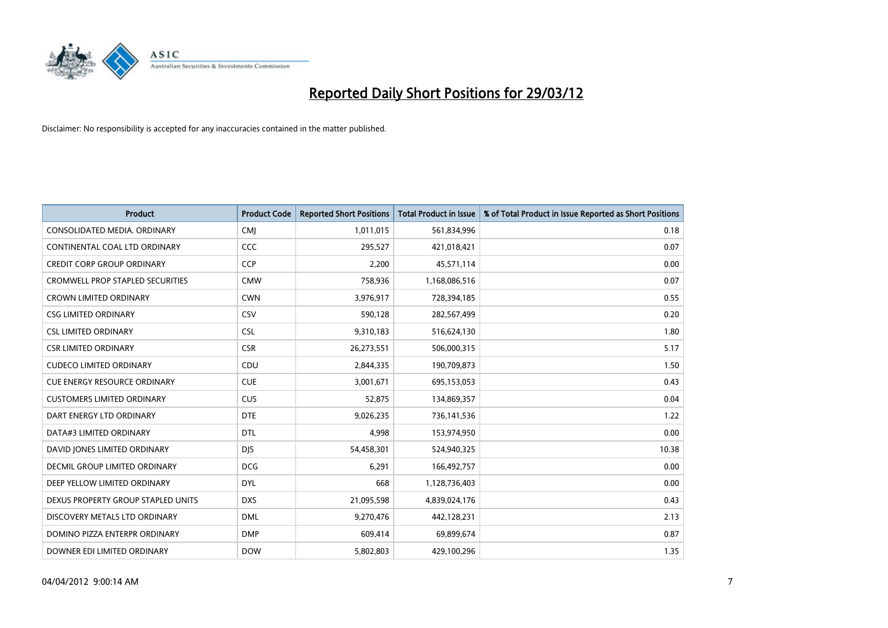# Reported Daily Short Positions for 29/03/12

Disclaimer: No responsibility is accepted for any inaccuracies contained in the matter published.

| Product | Product Code | Reported Short Positions | Total Product in Issue | % of Total Product in Issue Reported as Short Positions |
|---|---|---|---|---|
| CONSOLIDATED MEDIA. ORDINARY | CMJ | 1,011,015 | 561,834,996 | 0.18 |
| CONTINENTAL COAL LTD ORDINARY | CCC | 295,527 | 421,018,421 | 0.07 |
| CREDIT CORP GROUP ORDINARY | CCP | 2,200 | 45,571,114 | 0.00 |
| CROMWELL PROP STAPLED SECURITIES | CMW | 758,936 | 1,168,086,516 | 0.07 |
| CROWN LIMITED ORDINARY | CWN | 3,976,917 | 728,394,185 | 0.55 |
| CSG LIMITED ORDINARY | CSV | 590,128 | 282,567,499 | 0.20 |
| CSL LIMITED ORDINARY | CSL | 9,310,183 | 516,624,130 | 1.80 |
| CSR LIMITED ORDINARY | CSR | 26,273,551 | 506,000,315 | 5.17 |
| CUDECO LIMITED ORDINARY | CDU | 2,844,335 | 190,709,873 | 1.50 |
| CUE ENERGY RESOURCE ORDINARY | CUE | 3,001,671 | 695,153,053 | 0.43 |
| CUSTOMERS LIMITED ORDINARY | CUS | 52,875 | 134,869,357 | 0.04 |
| DART ENERGY LTD ORDINARY | DTE | 9,026,235 | 736,141,536 | 1.22 |
| DATA#3 LIMITED ORDINARY | DTL | 4,998 | 153,974,950 | 0.00 |
| DAVID JONES LIMITED ORDINARY | DJS | 54,458,301 | 524,940,325 | 10.38 |
| DECMIL GROUP LIMITED ORDINARY | DCG | 6,291 | 166,492,757 | 0.00 |
| DEEP YELLOW LIMITED ORDINARY | DYL | 668 | 1,128,736,403 | 0.00 |
| DEXUS PROPERTY GROUP STAPLED UNITS | DXS | 21,095,598 | 4,839,024,176 | 0.43 |
| DISCOVERY METALS LTD ORDINARY | DML | 9,270,476 | 442,128,231 | 2.13 |
| DOMINO PIZZA ENTERPR ORDINARY | DMP | 609,414 | 69,899,674 | 0.87 |
| DOWNER EDI LIMITED ORDINARY | DOW | 5,802,803 | 429,100,296 | 1.35 |

04/04/2012 9:00:14 AM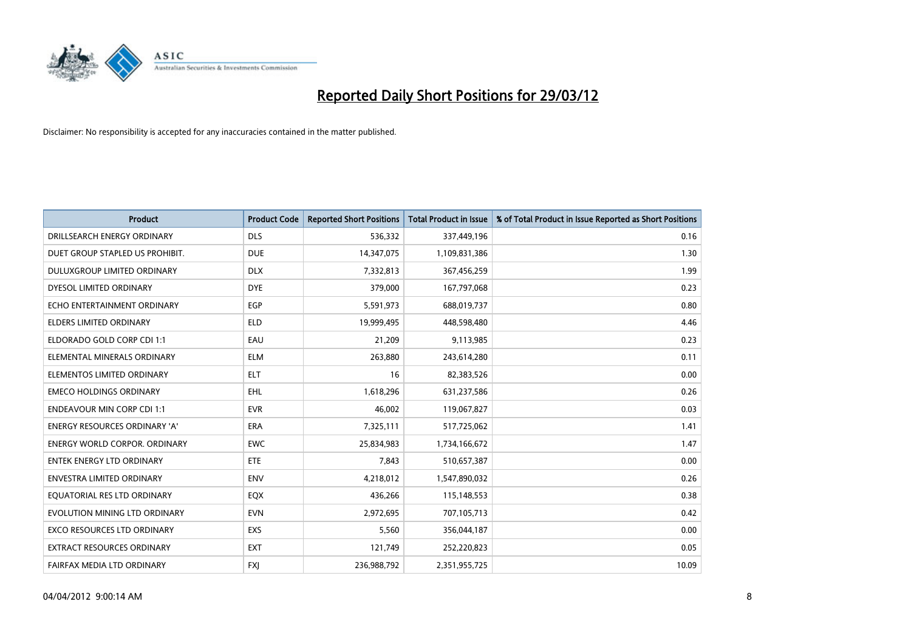# Reported Daily Short Positions for 29/03/12

Disclaimer: No responsibility is accepted for any inaccuracies contained in the matter published.

| Product | Product Code | Reported Short Positions | Total Product in Issue | % of Total Product in Issue Reported as Short Positions |
|---|---|---|---|---|
| DRILLSEARCH ENERGY ORDINARY | DLS | 536,332 | 337,449,196 | 0.16 |
| DUET GROUP STAPLED US PROHIBIT. | DUE | 14,347,075 | 1,109,831,386 | 1.30 |
| DULUXGROUP LIMITED ORDINARY | DLX | 7,332,813 | 367,456,259 | 1.99 |
| DYESOL LIMITED ORDINARY | DYE | 379,000 | 167,797,068 | 0.23 |
| ECHO ENTERTAINMENT ORDINARY | EGP | 5,591,973 | 688,019,737 | 0.80 |
| ELDERS LIMITED ORDINARY | ELD | 19,999,495 | 448,598,480 | 4.46 |
| ELDORADO GOLD CORP CDI 1:1 | EAU | 21,209 | 9,113,985 | 0.23 |
| ELEMENTAL MINERALS ORDINARY | ELM | 263,880 | 243,614,280 | 0.11 |
| ELEMENTOS LIMITED ORDINARY | ELT | 16 | 82,383,526 | 0.00 |
| EMECO HOLDINGS ORDINARY | EHL | 1,618,296 | 631,237,586 | 0.26 |
| ENDEAVOUR MIN CORP CDI 1:1 | EVR | 46,002 | 119,067,827 | 0.03 |
| ENERGY RESOURCES ORDINARY 'A' | ERA | 7,325,111 | 517,725,062 | 1.41 |
| ENERGY WORLD CORPOR. ORDINARY | EWC | 25,834,983 | 1,734,166,672 | 1.47 |
| ENTEK ENERGY LTD ORDINARY | ETE | 7,843 | 510,657,387 | 0.00 |
| ENVESTRA LIMITED ORDINARY | ENV | 4,218,012 | 1,547,890,032 | 0.26 |
| EQUATORIAL RES LTD ORDINARY | EQX | 436,266 | 115,148,553 | 0.38 |
| EVOLUTION MINING LTD ORDINARY | EVN | 2,972,695 | 707,105,713 | 0.42 |
| EXCO RESOURCES LTD ORDINARY | EXS | 5,560 | 356,044,187 | 0.00 |
| EXTRACT RESOURCES ORDINARY | EXT | 121,749 | 252,220,823 | 0.05 |
| FAIRFAX MEDIA LTD ORDINARY | FXJ | 236,988,792 | 2,351,955,725 | 10.09 |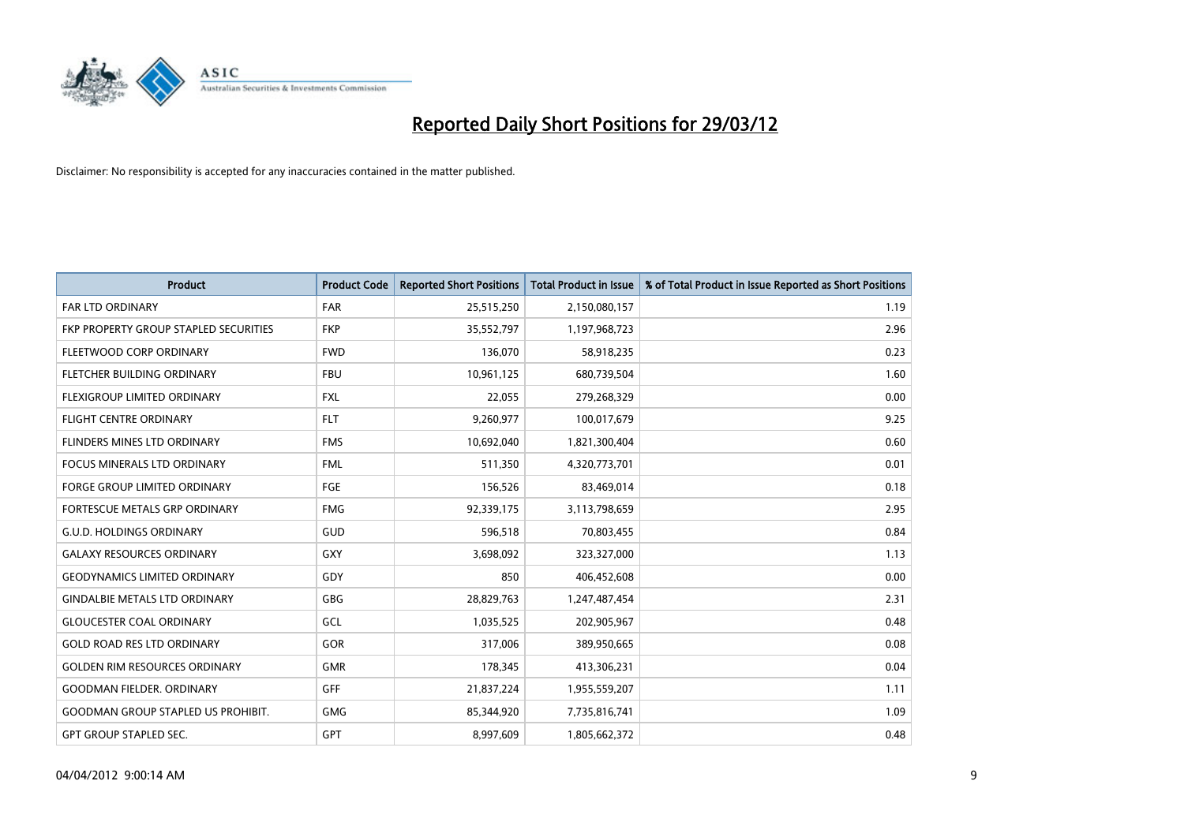# Reported Daily Short Positions for 29/03/12

Disclaimer: No responsibility is accepted for any inaccuracies contained in the matter published.

| Product | Product Code | Reported Short Positions | Total Product in Issue | % of Total Product in Issue Reported as Short Positions |
|---|---|---|---|---|
| FAR LTD ORDINARY | FAR | 25,515,250 | 2,150,080,157 | 1.19 |
| FKP PROPERTY GROUP STAPLED SECURITIES | FKP | 35,552,797 | 1,197,968,723 | 2.96 |
| FLEETWOOD CORP ORDINARY | FWD | 136,070 | 58,918,235 | 0.23 |
| FLETCHER BUILDING ORDINARY | FBU | 10,961,125 | 680,739,504 | 1.60 |
| FLEXIGROUP LIMITED ORDINARY | FXL | 22,055 | 279,268,329 | 0.00 |
| FLIGHT CENTRE ORDINARY | FLT | 9,260,977 | 100,017,679 | 9.25 |
| FLINDERS MINES LTD ORDINARY | FMS | 10,692,040 | 1,821,300,404 | 0.60 |
| FOCUS MINERALS LTD ORDINARY | FML | 511,350 | 4,320,773,701 | 0.01 |
| FORGE GROUP LIMITED ORDINARY | FGE | 156,526 | 83,469,014 | 0.18 |
| FORTESCUE METALS GRP ORDINARY | FMG | 92,339,175 | 3,113,798,659 | 2.95 |
| G.U.D. HOLDINGS ORDINARY | GUD | 596,518 | 70,803,455 | 0.84 |
| GALAXY RESOURCES ORDINARY | GXY | 3,698,092 | 323,327,000 | 1.13 |
| GEODYNAMICS LIMITED ORDINARY | GDY | 850 | 406,452,608 | 0.00 |
| GINDALBIE METALS LTD ORDINARY | GBG | 28,829,763 | 1,247,487,454 | 2.31 |
| GLOUCESTER COAL ORDINARY | GCL | 1,035,525 | 202,905,967 | 0.48 |
| GOLD ROAD RES LTD ORDINARY | GOR | 317,006 | 389,950,665 | 0.08 |
| GOLDEN RIM RESOURCES ORDINARY | GMR | 178,345 | 413,306,231 | 0.04 |
| GOODMAN FIELDER. ORDINARY | GFF | 21,837,224 | 1,955,559,207 | 1.11 |
| GOODMAN GROUP STAPLED US PROHIBIT. | GMG | 85,344,920 | 7,735,816,741 | 1.09 |
| GPT GROUP STAPLED SEC. | GPT | 8,997,609 | 1,805,662,372 | 0.48 |

04/04/2012 9:00:14 AM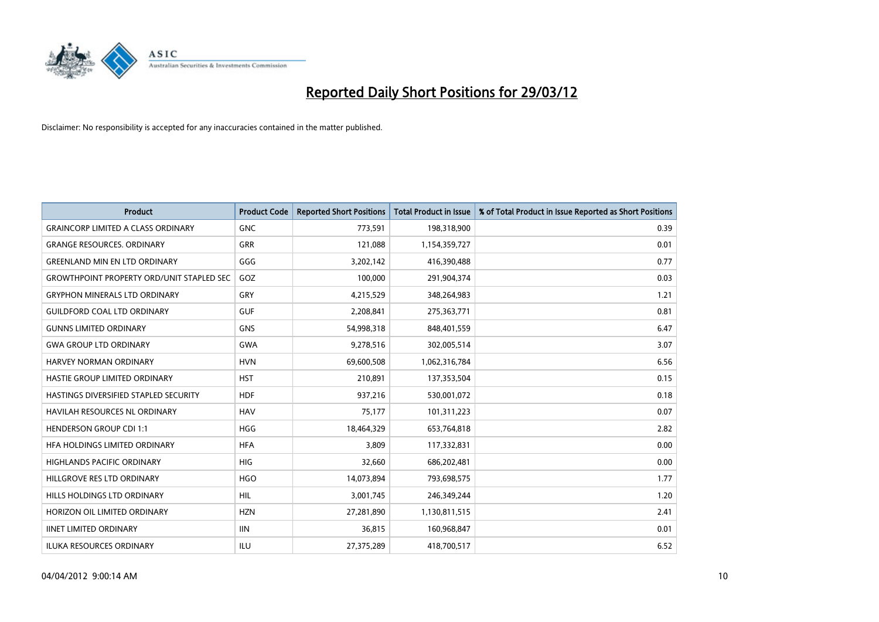# Reported Daily Short Positions for 29/03/12

Disclaimer: No responsibility is accepted for any inaccuracies contained in the matter published.

| Product | Product Code | Reported Short Positions | Total Product in Issue | % of Total Product in Issue Reported as Short Positions |
|---|---|---|---|---|
| GRAINCORP LIMITED A CLASS ORDINARY | GNC | 773,591 | 198,318,900 | 0.39 |
| GRANGE RESOURCES. ORDINARY | GRR | 121,088 | 1,154,359,727 | 0.01 |
| GREENLAND MIN EN LTD ORDINARY | GGG | 3,202,142 | 416,390,488 | 0.77 |
| GROWTHPOINT PROPERTY ORD/UNIT STAPLED SEC | GOZ | 100,000 | 291,904,374 | 0.03 |
| GRYPHON MINERALS LTD ORDINARY | GRY | 4,215,529 | 348,264,983 | 1.21 |
| GUILDFORD COAL LTD ORDINARY | GUF | 2,208,841 | 275,363,771 | 0.81 |
| GUNNS LIMITED ORDINARY | GNS | 54,998,318 | 848,401,559 | 6.47 |
| GWA GROUP LTD ORDINARY | GWA | 9,278,516 | 302,005,514 | 3.07 |
| HARVEY NORMAN ORDINARY | HVN | 69,600,508 | 1,062,316,784 | 6.56 |
| HASTIE GROUP LIMITED ORDINARY | HST | 210,891 | 137,353,504 | 0.15 |
| HASTINGS DIVERSIFIED STAPLED SECURITY | HDF | 937,216 | 530,001,072 | 0.18 |
| HAVILAH RESOURCES NL ORDINARY | HAV | 75,177 | 101,311,223 | 0.07 |
| HENDERSON GROUP CDI 1:1 | HGG | 18,464,329 | 653,764,818 | 2.82 |
| HFA HOLDINGS LIMITED ORDINARY | HFA | 3,809 | 117,332,831 | 0.00 |
| HIGHLANDS PACIFIC ORDINARY | HIG | 32,660 | 686,202,481 | 0.00 |
| HILLGROVE RES LTD ORDINARY | HGO | 14,073,894 | 793,698,575 | 1.77 |
| HILLS HOLDINGS LTD ORDINARY | HIL | 3,001,745 | 246,349,244 | 1.20 |
| HORIZON OIL LIMITED ORDINARY | HZN | 27,281,890 | 1,130,811,515 | 2.41 |
| IINET LIMITED ORDINARY | IIN | 36,815 | 160,968,847 | 0.01 |
| ILUKA RESOURCES ORDINARY | ILU | 27,375,289 | 418,700,517 | 6.52 |

04/04/2012 9:00:14 AM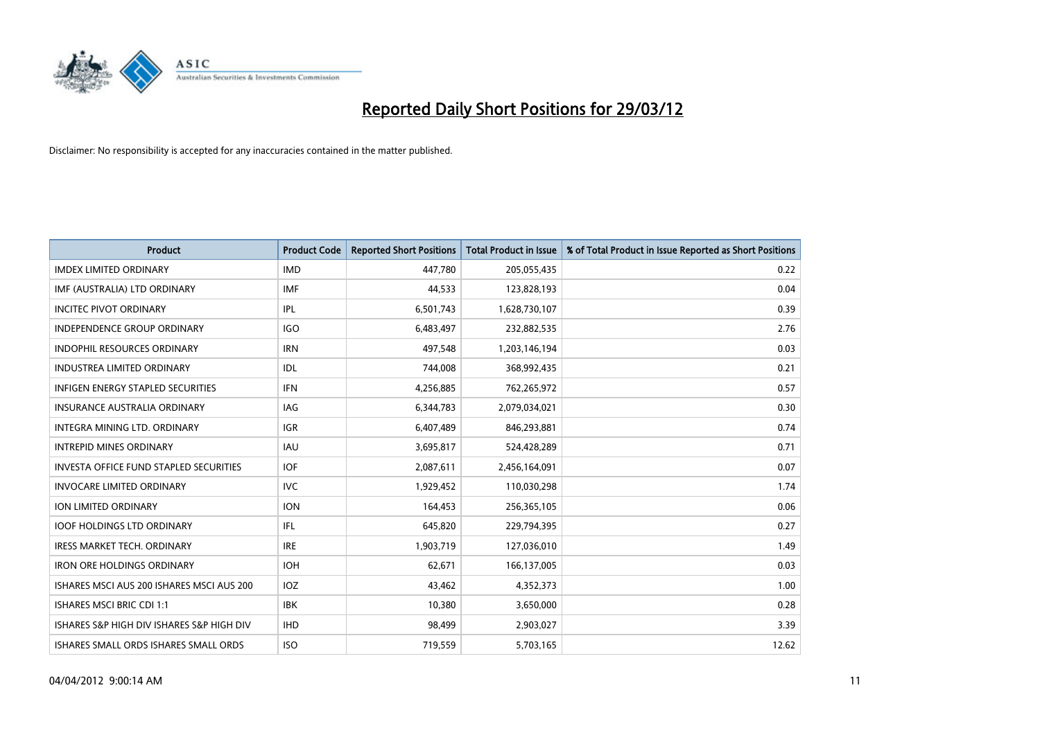# Reported Daily Short Positions for 29/03/12

Disclaimer: No responsibility is accepted for any inaccuracies contained in the matter published.

| Product | Product Code | Reported Short Positions | Total Product in Issue | % of Total Product in Issue Reported as Short Positions |
|---|---|---|---|---|
| IMDEX LIMITED ORDINARY | IMD | 447,780 | 205,055,435 | 0.22 |
| IMF (AUSTRALIA) LTD ORDINARY | IMF | 44,533 | 123,828,193 | 0.04 |
| INCITEC PIVOT ORDINARY | IPL | 6,501,743 | 1,628,730,107 | 0.39 |
| INDEPENDENCE GROUP ORDINARY | IGO | 6,483,497 | 232,882,535 | 2.76 |
| INDOPHIL RESOURCES ORDINARY | IRN | 497,548 | 1,203,146,194 | 0.03 |
| INDUSTREA LIMITED ORDINARY | IDL | 744,008 | 368,992,435 | 0.21 |
| INFIGEN ENERGY STAPLED SECURITIES | IFN | 4,256,885 | 762,265,972 | 0.57 |
| INSURANCE AUSTRALIA ORDINARY | IAG | 6,344,783 | 2,079,034,021 | 0.30 |
| INTEGRA MINING LTD. ORDINARY | IGR | 6,407,489 | 846,293,881 | 0.74 |
| INTREPID MINES ORDINARY | IAU | 3,695,817 | 524,428,289 | 0.71 |
| INVESTA OFFICE FUND STAPLED SECURITIES | IOF | 2,087,611 | 2,456,164,091 | 0.07 |
| INVOCARE LIMITED ORDINARY | IVC | 1,929,452 | 110,030,298 | 1.74 |
| ION LIMITED ORDINARY | ION | 164,453 | 256,365,105 | 0.06 |
| IOOF HOLDINGS LTD ORDINARY | IFL | 645,820 | 229,794,395 | 0.27 |
| IRESS MARKET TECH. ORDINARY | IRE | 1,903,719 | 127,036,010 | 1.49 |
| IRON ORE HOLDINGS ORDINARY | IOH | 62,671 | 166,137,005 | 0.03 |
| ISHARES MSCI AUS 200 ISHARES MSCI AUS 200 | IOZ | 43,462 | 4,352,373 | 1.00 |
| ISHARES MSCI BRIC CDI 1:1 | IBK | 10,380 | 3,650,000 | 0.28 |
| ISHARES S&P HIGH DIV ISHARES S&P HIGH DIV | IHD | 98,499 | 2,903,027 | 3.39 |
| ISHARES SMALL ORDS ISHARES SMALL ORDS | ISO | 719,559 | 5,703,165 | 12.62 |

04/04/2012 9:00:14 AM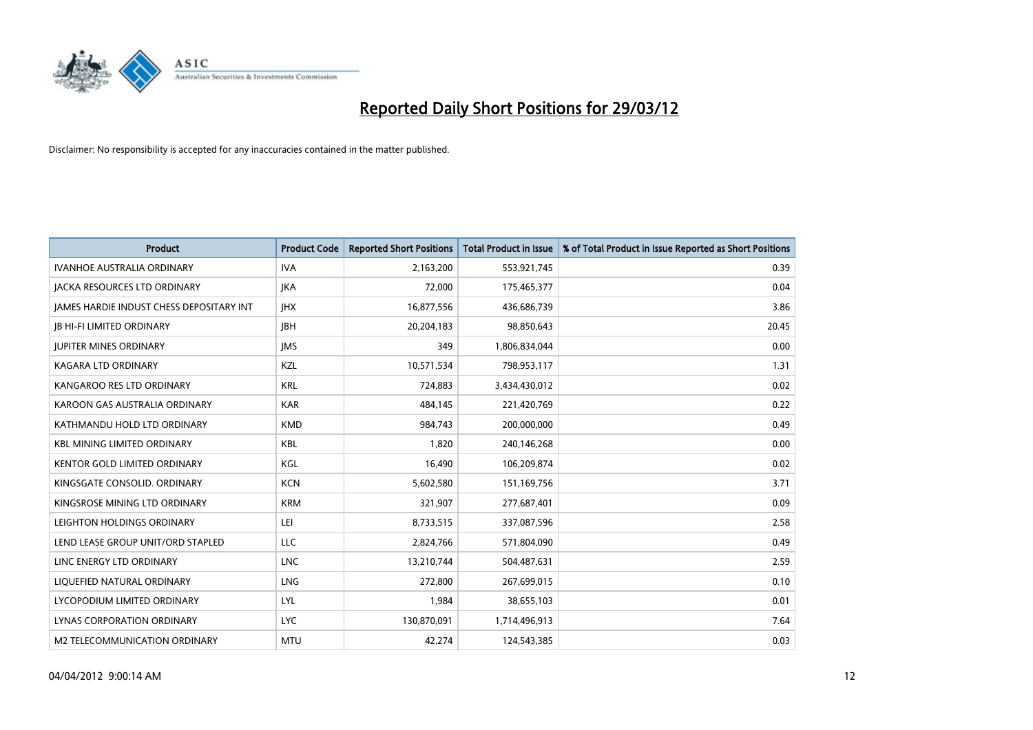# Reported Daily Short Positions for 29/03/12

Disclaimer: No responsibility is accepted for any inaccuracies contained in the matter published.

| Product | Product Code | Reported Short Positions | Total Product in Issue | % of Total Product in Issue Reported as Short Positions |
|---|---|---|---|---|
| IVANHOE AUSTRALIA ORDINARY | IVA | 2,163,200 | 553,921,745 | 0.39 |
| JACKA RESOURCES LTD ORDINARY | JKA | 72,000 | 175,465,377 | 0.04 |
| JAMES HARDIE INDUST CHESS DEPOSITARY INT | JHX | 16,877,556 | 436,686,739 | 3.86 |
| JB HI-FI LIMITED ORDINARY | JBH | 20,204,183 | 98,850,643 | 20.45 |
| JUPITER MINES ORDINARY | JMS | 349 | 1,806,834,044 | 0.00 |
| KAGARA LTD ORDINARY | KZL | 10,571,534 | 798,953,117 | 1.31 |
| KANGAROO RES LTD ORDINARY | KRL | 724,883 | 3,434,430,012 | 0.02 |
| KAROON GAS AUSTRALIA ORDINARY | KAR | 484,145 | 221,420,769 | 0.22 |
| KATHMANDU HOLD LTD ORDINARY | KMD | 984,743 | 200,000,000 | 0.49 |
| KBL MINING LIMITED ORDINARY | KBL | 1,820 | 240,146,268 | 0.00 |
| KENTOR GOLD LIMITED ORDINARY | KGL | 16,490 | 106,209,874 | 0.02 |
| KINGSGATE CONSOLID. ORDINARY | KCN | 5,602,580 | 151,169,756 | 3.71 |
| KINGSROSE MINING LTD ORDINARY | KRM | 321,907 | 277,687,401 | 0.09 |
| LEIGHTON HOLDINGS ORDINARY | LEI | 8,733,515 | 337,087,596 | 2.58 |
| LEND LEASE GROUP UNIT/ORD STAPLED | LLC | 2,824,766 | 571,804,090 | 0.49 |
| LINC ENERGY LTD ORDINARY | LNC | 13,210,744 | 504,487,631 | 2.59 |
| LIQUEFIED NATURAL ORDINARY | LNG | 272,800 | 267,699,015 | 0.10 |
| LYCOPODIUM LIMITED ORDINARY | LYL | 1,984 | 38,655,103 | 0.01 |
| LYNAS CORPORATION ORDINARY | LYC | 130,870,091 | 1,714,496,913 | 7.64 |
| M2 TELECOMMUNICATION ORDINARY | MTU | 42,274 | 124,543,385 | 0.03 |

04/04/2012 9:00:14 AM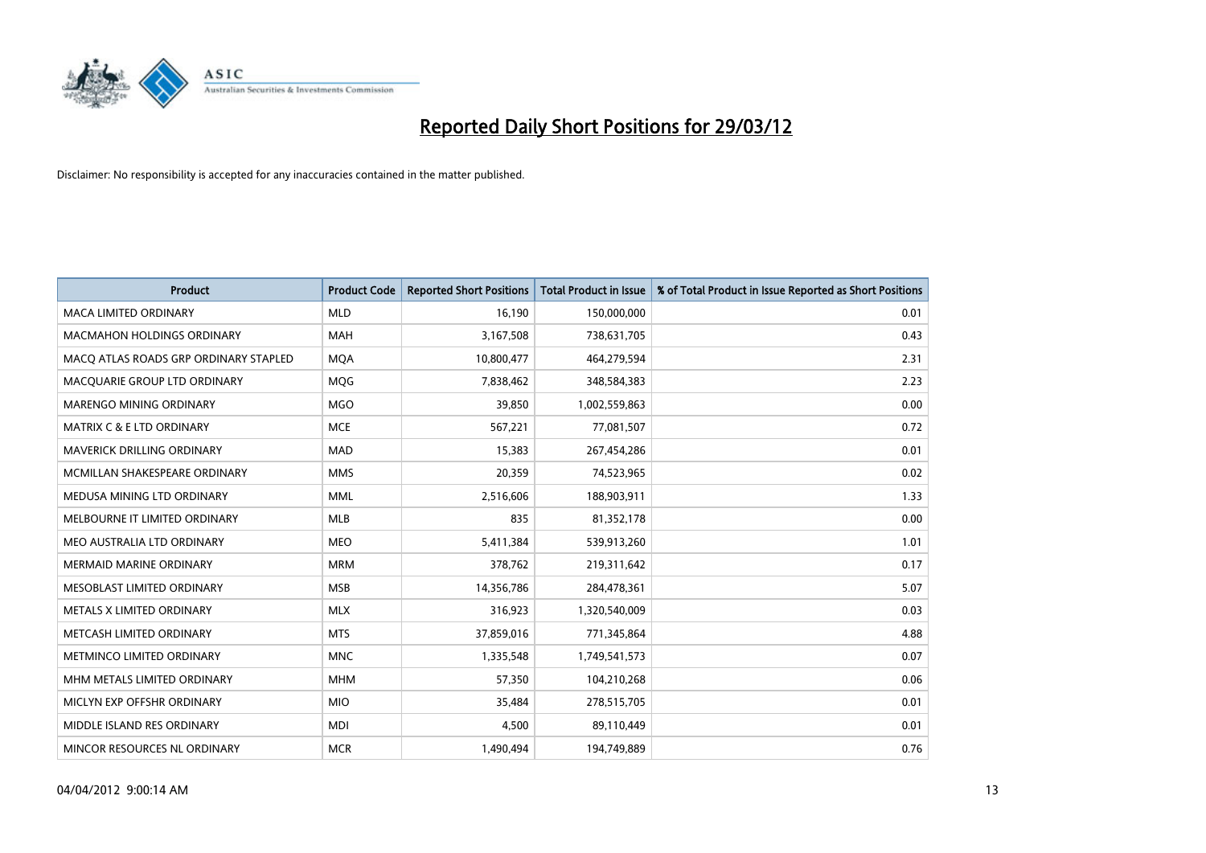# Reported Daily Short Positions for 29/03/12

Disclaimer: No responsibility is accepted for any inaccuracies contained in the matter published.

| Product | Product Code | Reported Short Positions | Total Product in Issue | % of Total Product in Issue Reported as Short Positions |
|---|---|---|---|---|
| MACA LIMITED ORDINARY | MLD | 16,190 | 150,000,000 | 0.01 |
| MACMAHON HOLDINGS ORDINARY | MAH | 3,167,508 | 738,631,705 | 0.43 |
| MACQ ATLAS ROADS GRP ORDINARY STAPLED | MQA | 10,800,477 | 464,279,594 | 2.31 |
| MACQUARIE GROUP LTD ORDINARY | MQG | 7,838,462 | 348,584,383 | 2.23 |
| MARENGO MINING ORDINARY | MGO | 39,850 | 1,002,559,863 | 0.00 |
| MATRIX C & E LTD ORDINARY | MCE | 567,221 | 77,081,507 | 0.72 |
| MAVERICK DRILLING ORDINARY | MAD | 15,383 | 267,454,286 | 0.01 |
| MCMILLAN SHAKESPEARE ORDINARY | MMS | 20,359 | 74,523,965 | 0.02 |
| MEDUSA MINING LTD ORDINARY | MML | 2,516,606 | 188,903,911 | 1.33 |
| MELBOURNE IT LIMITED ORDINARY | MLB | 835 | 81,352,178 | 0.00 |
| MEO AUSTRALIA LTD ORDINARY | MEO | 5,411,384 | 539,913,260 | 1.01 |
| MERMAID MARINE ORDINARY | MRM | 378,762 | 219,311,642 | 0.17 |
| MESOBLAST LIMITED ORDINARY | MSB | 14,356,786 | 284,478,361 | 5.07 |
| METALS X LIMITED ORDINARY | MLX | 316,923 | 1,320,540,009 | 0.03 |
| METCASH LIMITED ORDINARY | MTS | 37,859,016 | 771,345,864 | 4.88 |
| METMINCO LIMITED ORDINARY | MNC | 1,335,548 | 1,749,541,573 | 0.07 |
| MHM METALS LIMITED ORDINARY | MHM | 57,350 | 104,210,268 | 0.06 |
| MICLYN EXP OFFSHR ORDINARY | MIO | 35,484 | 278,515,705 | 0.01 |
| MIDDLE ISLAND RES ORDINARY | MDI | 4,500 | 89,110,449 | 0.01 |
| MINCOR RESOURCES NL ORDINARY | MCR | 1,490,494 | 194,749,889 | 0.76 |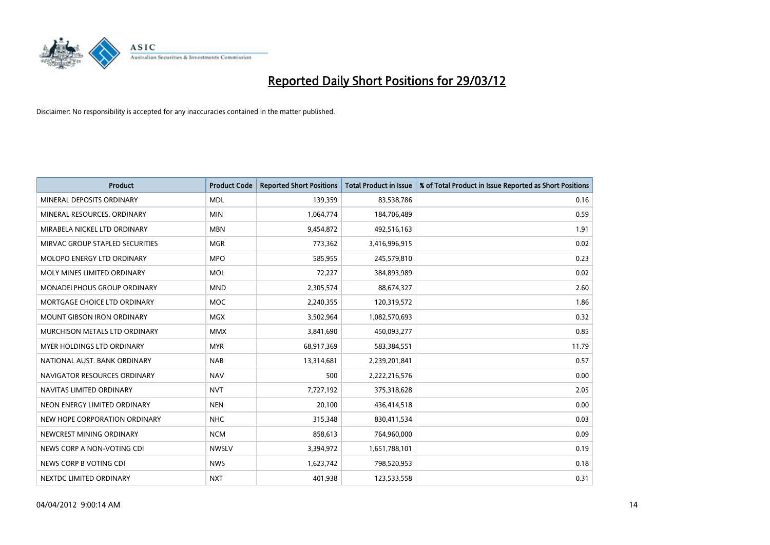# Reported Daily Short Positions for 29/03/12

Disclaimer: No responsibility is accepted for any inaccuracies contained in the matter published.

| Product | Product Code | Reported Short Positions | Total Product in Issue | % of Total Product in Issue Reported as Short Positions |
|---|---|---|---|---|
| MINERAL DEPOSITS ORDINARY | MDL | 139,359 | 83,538,786 | 0.16 |
| MINERAL RESOURCES. ORDINARY | MIN | 1,064,774 | 184,706,489 | 0.59 |
| MIRABELA NICKEL LTD ORDINARY | MBN | 9,454,872 | 492,516,163 | 1.91 |
| MIRVAC GROUP STAPLED SECURITIES | MGR | 773,362 | 3,416,996,915 | 0.02 |
| MOLOPO ENERGY LTD ORDINARY | MPO | 585,955 | 245,579,810 | 0.23 |
| MOLY MINES LIMITED ORDINARY | MOL | 72,227 | 384,893,989 | 0.02 |
| MONADELPHOUS GROUP ORDINARY | MND | 2,305,574 | 88,674,327 | 2.60 |
| MORTGAGE CHOICE LTD ORDINARY | MOC | 2,240,355 | 120,319,572 | 1.86 |
| MOUNT GIBSON IRON ORDINARY | MGX | 3,502,964 | 1,082,570,693 | 0.32 |
| MURCHISON METALS LTD ORDINARY | MMX | 3,841,690 | 450,093,277 | 0.85 |
| MYER HOLDINGS LTD ORDINARY | MYR | 68,917,369 | 583,384,551 | 11.79 |
| NATIONAL AUST. BANK ORDINARY | NAB | 13,314,681 | 2,239,201,841 | 0.57 |
| NAVIGATOR RESOURCES ORDINARY | NAV | 500 | 2,222,216,576 | 0.00 |
| NAVITAS LIMITED ORDINARY | NVT | 7,727,192 | 375,318,628 | 2.05 |
| NEON ENERGY LIMITED ORDINARY | NEN | 20,100 | 436,414,518 | 0.00 |
| NEW HOPE CORPORATION ORDINARY | NHC | 315,348 | 830,411,534 | 0.03 |
| NEWCREST MINING ORDINARY | NCM | 858,613 | 764,960,000 | 0.09 |
| NEWS CORP A NON-VOTING CDI | NWSLV | 3,394,972 | 1,651,788,101 | 0.19 |
| NEWS CORP B VOTING CDI | NWS | 1,623,742 | 798,520,953 | 0.18 |
| NEXTDC LIMITED ORDINARY | NXT | 401,938 | 123,533,558 | 0.31 |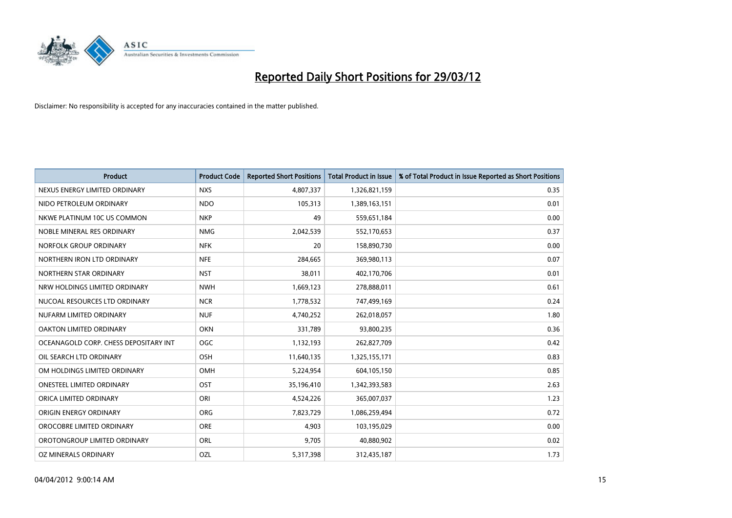# Reported Daily Short Positions for 29/03/12

Disclaimer: No responsibility is accepted for any inaccuracies contained in the matter published.

| Product | Product Code | Reported Short Positions | Total Product in Issue | % of Total Product in Issue Reported as Short Positions |
|---|---|---|---|---|
| NEXUS ENERGY LIMITED ORDINARY | NXS | 4,807,337 | 1,326,821,159 | 0.35 |
| NIDO PETROLEUM ORDINARY | NDO | 105,313 | 1,389,163,151 | 0.01 |
| NKWE PLATINUM 10C US COMMON | NKP | 49 | 559,651,184 | 0.00 |
| NOBLE MINERAL RES ORDINARY | NMG | 2,042,539 | 552,170,653 | 0.37 |
| NORFOLK GROUP ORDINARY | NFK | 20 | 158,890,730 | 0.00 |
| NORTHERN IRON LTD ORDINARY | NFE | 284,665 | 369,980,113 | 0.07 |
| NORTHERN STAR ORDINARY | NST | 38,011 | 402,170,706 | 0.01 |
| NRW HOLDINGS LIMITED ORDINARY | NWH | 1,669,123 | 278,888,011 | 0.61 |
| NUCOAL RESOURCES LTD ORDINARY | NCR | 1,778,532 | 747,499,169 | 0.24 |
| NUFARM LIMITED ORDINARY | NUF | 4,740,252 | 262,018,057 | 1.80 |
| OAKTON LIMITED ORDINARY | OKN | 331,789 | 93,800,235 | 0.36 |
| OCEANAGOLD CORP. CHESS DEPOSITARY INT | OGC | 1,132,193 | 262,827,709 | 0.42 |
| OIL SEARCH LTD ORDINARY | OSH | 11,640,135 | 1,325,155,171 | 0.83 |
| OM HOLDINGS LIMITED ORDINARY | OMH | 5,224,954 | 604,105,150 | 0.85 |
| ONESTEEL LIMITED ORDINARY | OST | 35,196,410 | 1,342,393,583 | 2.63 |
| ORICA LIMITED ORDINARY | ORI | 4,524,226 | 365,007,037 | 1.23 |
| ORIGIN ENERGY ORDINARY | ORG | 7,823,729 | 1,086,259,494 | 0.72 |
| OROCOBRE LIMITED ORDINARY | ORE | 4,903 | 103,195,029 | 0.00 |
| OROTONGROUP LIMITED ORDINARY | ORL | 9,705 | 40,880,902 | 0.02 |
| OZ MINERALS ORDINARY | OZL | 5,317,398 | 312,435,187 | 1.73 |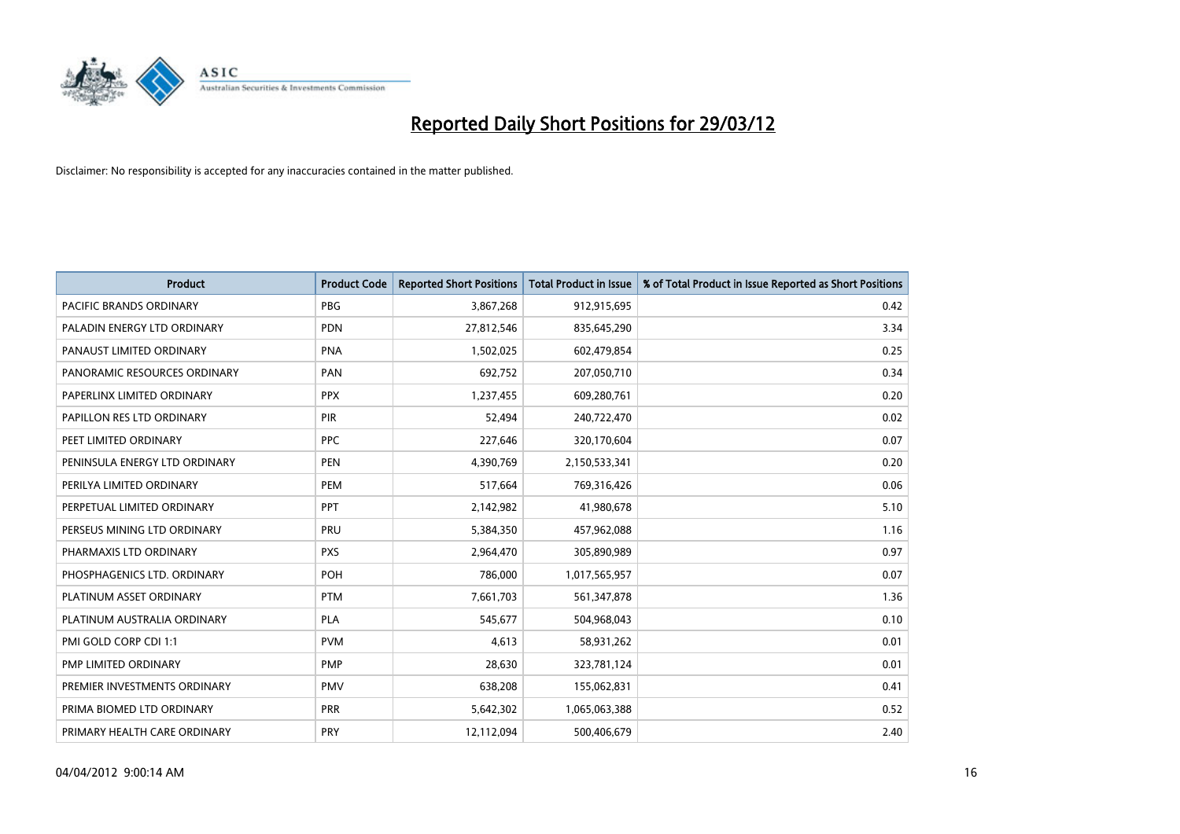# Reported Daily Short Positions for 29/03/12

Disclaimer: No responsibility is accepted for any inaccuracies contained in the matter published.

| Product | Product Code | Reported Short Positions | Total Product in Issue | % of Total Product in Issue Reported as Short Positions |
|---|---|---|---|---|
| PACIFIC BRANDS ORDINARY | PBG | 3,867,268 | 912,915,695 | 0.42 |
| PALADIN ENERGY LTD ORDINARY | PDN | 27,812,546 | 835,645,290 | 3.34 |
| PANAUST LIMITED ORDINARY | PNA | 1,502,025 | 602,479,854 | 0.25 |
| PANORAMIC RESOURCES ORDINARY | PAN | 692,752 | 207,050,710 | 0.34 |
| PAPERLINX LIMITED ORDINARY | PPX | 1,237,455 | 609,280,761 | 0.20 |
| PAPILLON RES LTD ORDINARY | PIR | 52,494 | 240,722,470 | 0.02 |
| PEET LIMITED ORDINARY | PPC | 227,646 | 320,170,604 | 0.07 |
| PENINSULA ENERGY LTD ORDINARY | PEN | 4,390,769 | 2,150,533,341 | 0.20 |
| PERILYA LIMITED ORDINARY | PEM | 517,664 | 769,316,426 | 0.06 |
| PERPETUAL LIMITED ORDINARY | PPT | 2,142,982 | 41,980,678 | 5.10 |
| PERSEUS MINING LTD ORDINARY | PRU | 5,384,350 | 457,962,088 | 1.16 |
| PHARMAXIS LTD ORDINARY | PXS | 2,964,470 | 305,890,989 | 0.97 |
| PHOSPHAGENICS LTD. ORDINARY | POH | 786,000 | 1,017,565,957 | 0.07 |
| PLATINUM ASSET ORDINARY | PTM | 7,661,703 | 561,347,878 | 1.36 |
| PLATINUM AUSTRALIA ORDINARY | PLA | 545,677 | 504,968,043 | 0.10 |
| PMI GOLD CORP CDI 1:1 | PVM | 4,613 | 58,931,262 | 0.01 |
| PMP LIMITED ORDINARY | PMP | 28,630 | 323,781,124 | 0.01 |
| PREMIER INVESTMENTS ORDINARY | PMV | 638,208 | 155,062,831 | 0.41 |
| PRIMA BIOMED LTD ORDINARY | PRR | 5,642,302 | 1,065,063,388 | 0.52 |
| PRIMARY HEALTH CARE ORDINARY | PRY | 12,112,094 | 500,406,679 | 2.40 |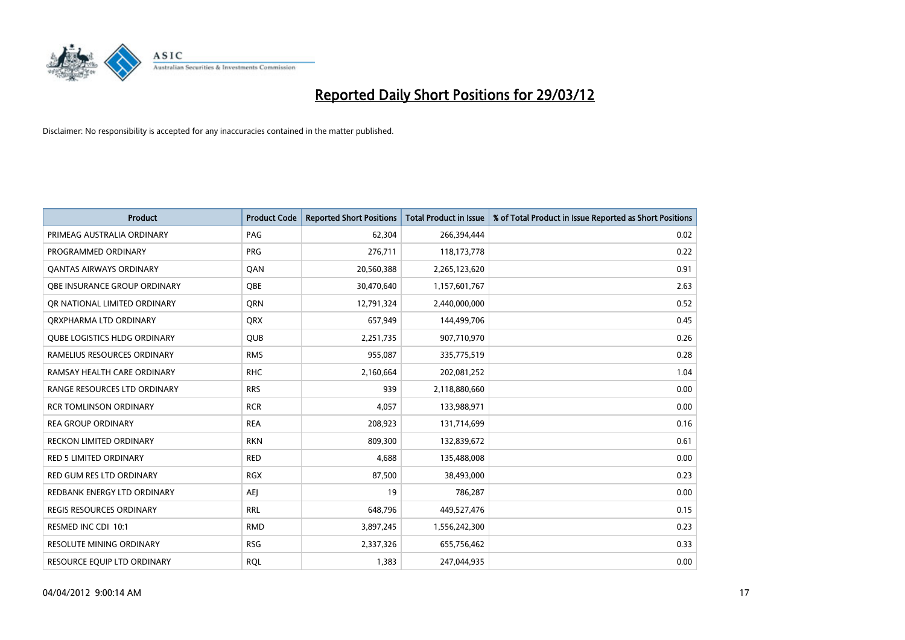# Reported Daily Short Positions for 29/03/12

Disclaimer: No responsibility is accepted for any inaccuracies contained in the matter published.

| Product | Product Code | Reported Short Positions | Total Product in Issue | % of Total Product in Issue Reported as Short Positions |
|---|---|---|---|---|
| PRIMEAG AUSTRALIA ORDINARY | PAG | 62,304 | 266,394,444 | 0.02 |
| PROGRAMMED ORDINARY | PRG | 276,711 | 118,173,778 | 0.22 |
| QANTAS AIRWAYS ORDINARY | QAN | 20,560,388 | 2,265,123,620 | 0.91 |
| QBE INSURANCE GROUP ORDINARY | QBE | 30,470,640 | 1,157,601,767 | 2.63 |
| QR NATIONAL LIMITED ORDINARY | QRN | 12,791,324 | 2,440,000,000 | 0.52 |
| QRXPHARMA LTD ORDINARY | QRX | 657,949 | 144,499,706 | 0.45 |
| QUBE LOGISTICS HLDG ORDINARY | QUB | 2,251,735 | 907,710,970 | 0.26 |
| RAMELIUS RESOURCES ORDINARY | RMS | 955,087 | 335,775,519 | 0.28 |
| RAMSAY HEALTH CARE ORDINARY | RHC | 2,160,664 | 202,081,252 | 1.04 |
| RANGE RESOURCES LTD ORDINARY | RRS | 939 | 2,118,880,660 | 0.00 |
| RCR TOMLINSON ORDINARY | RCR | 4,057 | 133,988,971 | 0.00 |
| REA GROUP ORDINARY | REA | 208,923 | 131,714,699 | 0.16 |
| RECKON LIMITED ORDINARY | RKN | 809,300 | 132,839,672 | 0.61 |
| RED 5 LIMITED ORDINARY | RED | 4,688 | 135,488,008 | 0.00 |
| RED GUM RES LTD ORDINARY | RGX | 87,500 | 38,493,000 | 0.23 |
| REDBANK ENERGY LTD ORDINARY | AEJ | 19 | 786,287 | 0.00 |
| REGIS RESOURCES ORDINARY | RRL | 648,796 | 449,527,476 | 0.15 |
| RESMED INC CDI 10:1 | RMD | 3,897,245 | 1,556,242,300 | 0.23 |
| RESOLUTE MINING ORDINARY | RSG | 2,337,326 | 655,756,462 | 0.33 |
| RESOURCE EQUIP LTD ORDINARY | RQL | 1,383 | 247,044,935 | 0.00 |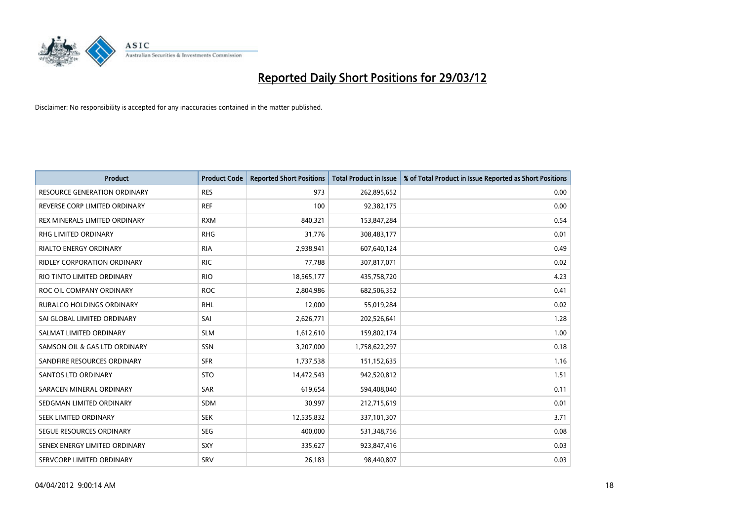# Reported Daily Short Positions for 29/03/12

Disclaimer: No responsibility is accepted for any inaccuracies contained in the matter published.

| Product | Product Code | Reported Short Positions | Total Product in Issue | % of Total Product in Issue Reported as Short Positions |
|---|---|---|---|---|
| RESOURCE GENERATION ORDINARY | RES | 973 | 262,895,652 | 0.00 |
| REVERSE CORP LIMITED ORDINARY | REF | 100 | 92,382,175 | 0.00 |
| REX MINERALS LIMITED ORDINARY | RXM | 840,321 | 153,847,284 | 0.54 |
| RHG LIMITED ORDINARY | RHG | 31,776 | 308,483,177 | 0.01 |
| RIALTO ENERGY ORDINARY | RIA | 2,938,941 | 607,640,124 | 0.49 |
| RIDLEY CORPORATION ORDINARY | RIC | 77,788 | 307,817,071 | 0.02 |
| RIO TINTO LIMITED ORDINARY | RIO | 18,565,177 | 435,758,720 | 4.23 |
| ROC OIL COMPANY ORDINARY | ROC | 2,804,986 | 682,506,352 | 0.41 |
| RURALCO HOLDINGS ORDINARY | RHL | 12,000 | 55,019,284 | 0.02 |
| SAI GLOBAL LIMITED ORDINARY | SAI | 2,626,771 | 202,526,641 | 1.28 |
| SALMAT LIMITED ORDINARY | SLM | 1,612,610 | 159,802,174 | 1.00 |
| SAMSON OIL & GAS LTD ORDINARY | SSN | 3,207,000 | 1,758,622,297 | 0.18 |
| SANDFIRE RESOURCES ORDINARY | SFR | 1,737,538 | 151,152,635 | 1.16 |
| SANTOS LTD ORDINARY | STO | 14,472,543 | 942,520,812 | 1.51 |
| SARACEN MINERAL ORDINARY | SAR | 619,654 | 594,408,040 | 0.11 |
| SEDGMAN LIMITED ORDINARY | SDM | 30,997 | 212,715,619 | 0.01 |
| SEEK LIMITED ORDINARY | SEK | 12,535,832 | 337,101,307 | 3.71 |
| SEGUE RESOURCES ORDINARY | SEG | 400,000 | 531,348,756 | 0.08 |
| SENEX ENERGY LIMITED ORDINARY | SXY | 335,627 | 923,847,416 | 0.03 |
| SERVCORP LIMITED ORDINARY | SRV | 26,183 | 98,440,807 | 0.03 |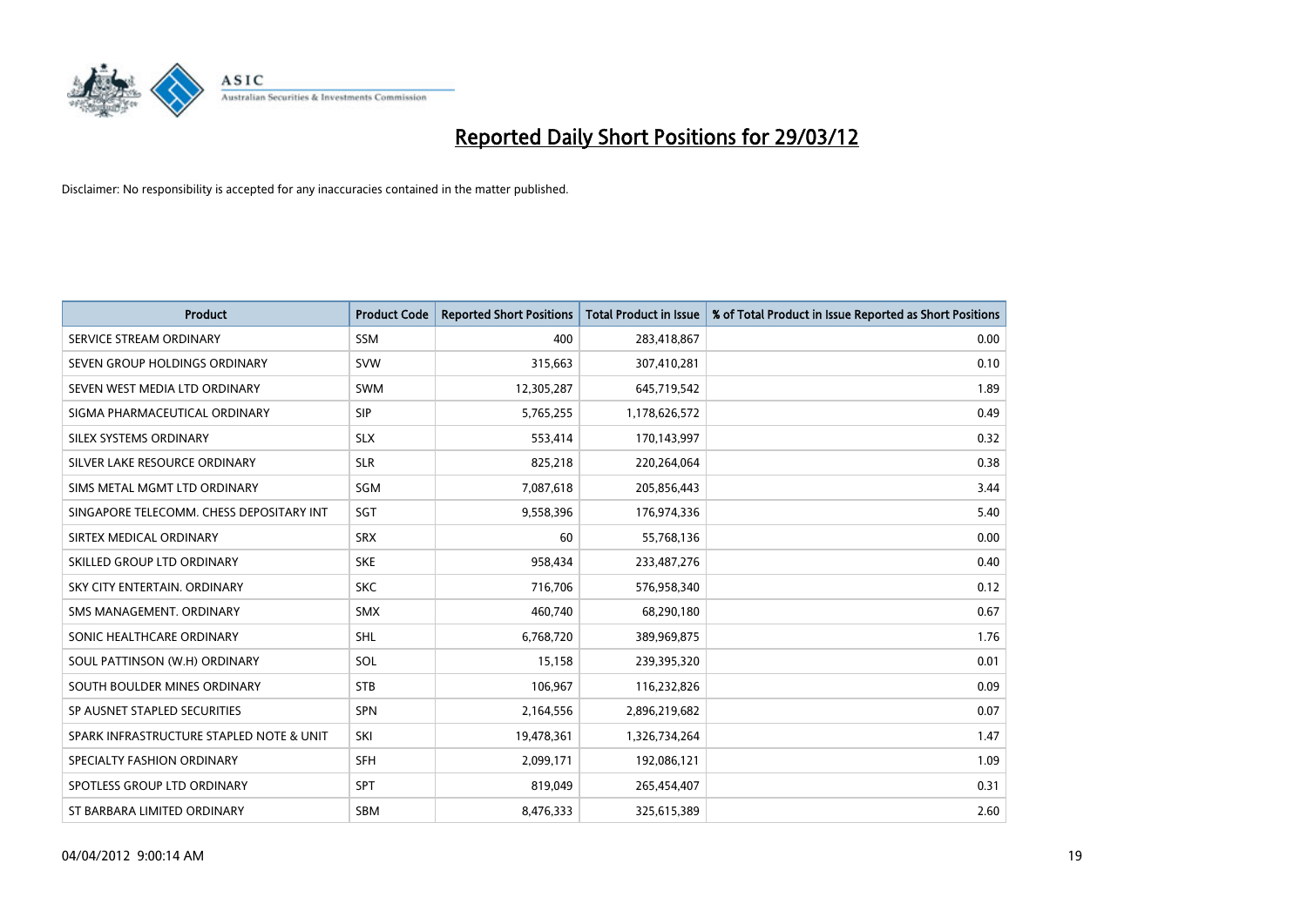# Reported Daily Short Positions for 29/03/12

Disclaimer: No responsibility is accepted for any inaccuracies contained in the matter published.

| Product | Product Code | Reported Short Positions | Total Product in Issue | % of Total Product in Issue Reported as Short Positions |
|---|---|---|---|---|
| SERVICE STREAM ORDINARY | SSM | 400 | 283,418,867 | 0.00 |
| SEVEN GROUP HOLDINGS ORDINARY | SVW | 315,663 | 307,410,281 | 0.10 |
| SEVEN WEST MEDIA LTD ORDINARY | SWM | 12,305,287 | 645,719,542 | 1.89 |
| SIGMA PHARMACEUTICAL ORDINARY | SIP | 5,765,255 | 1,178,626,572 | 0.49 |
| SILEX SYSTEMS ORDINARY | SLX | 553,414 | 170,143,997 | 0.32 |
| SILVER LAKE RESOURCE ORDINARY | SLR | 825,218 | 220,264,064 | 0.38 |
| SIMS METAL MGMT LTD ORDINARY | SGM | 7,087,618 | 205,856,443 | 3.44 |
| SINGAPORE TELECOMM. CHESS DEPOSITARY INT | SGT | 9,558,396 | 176,974,336 | 5.40 |
| SIRTEX MEDICAL ORDINARY | SRX | 60 | 55,768,136 | 0.00 |
| SKILLED GROUP LTD ORDINARY | SKE | 958,434 | 233,487,276 | 0.40 |
| SKY CITY ENTERTAIN. ORDINARY | SKC | 716,706 | 576,958,340 | 0.12 |
| SMS MANAGEMENT. ORDINARY | SMX | 460,740 | 68,290,180 | 0.67 |
| SONIC HEALTHCARE ORDINARY | SHL | 6,768,720 | 389,969,875 | 1.76 |
| SOUL PATTINSON (W.H) ORDINARY | SOL | 15,158 | 239,395,320 | 0.01 |
| SOUTH BOULDER MINES ORDINARY | STB | 106,967 | 116,232,826 | 0.09 |
| SP AUSNET STAPLED SECURITIES | SPN | 2,164,556 | 2,896,219,682 | 0.07 |
| SPARK INFRASTRUCTURE STAPLED NOTE & UNIT | SKI | 19,478,361 | 1,326,734,264 | 1.47 |
| SPECIALTY FASHION ORDINARY | SFH | 2,099,171 | 192,086,121 | 1.09 |
| SPOTLESS GROUP LTD ORDINARY | SPT | 819,049 | 265,454,407 | 0.31 |
| ST BARBARA LIMITED ORDINARY | SBM | 8,476,333 | 325,615,389 | 2.60 |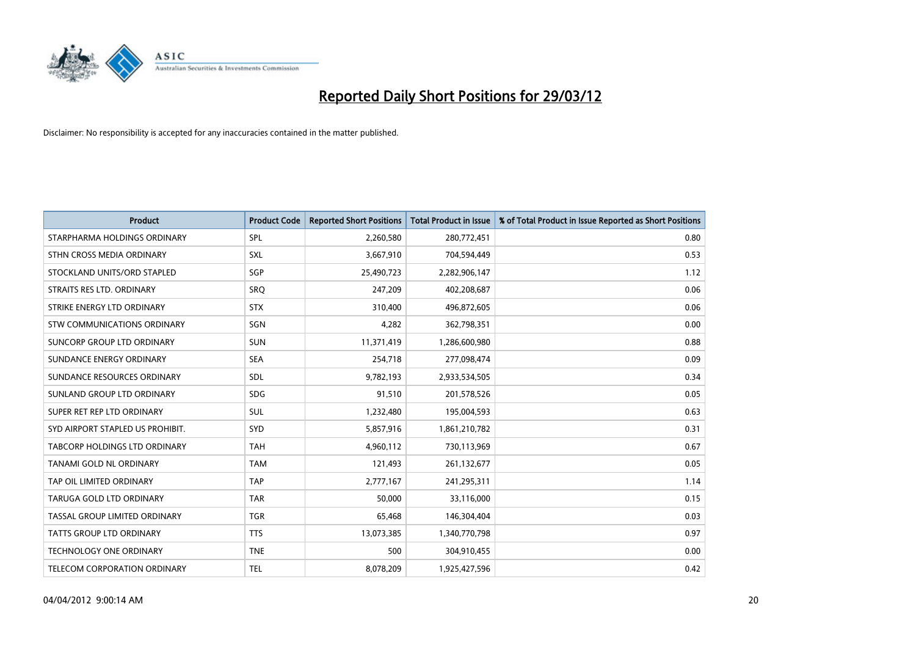# Reported Daily Short Positions for 29/03/12

Disclaimer: No responsibility is accepted for any inaccuracies contained in the matter published.

| Product | Product Code | Reported Short Positions | Total Product in Issue | % of Total Product in Issue Reported as Short Positions |
|---|---|---|---|---|
| STARPHARMA HOLDINGS ORDINARY | SPL | 2,260,580 | 280,772,451 | 0.80 |
| STHN CROSS MEDIA ORDINARY | SXL | 3,667,910 | 704,594,449 | 0.53 |
| STOCKLAND UNITS/ORD STAPLED | SGP | 25,490,723 | 2,282,906,147 | 1.12 |
| STRAITS RES LTD. ORDINARY | SRQ | 247,209 | 402,208,687 | 0.06 |
| STRIKE ENERGY LTD ORDINARY | STX | 310,400 | 496,872,605 | 0.06 |
| STW COMMUNICATIONS ORDINARY | SGN | 4,282 | 362,798,351 | 0.00 |
| SUNCORP GROUP LTD ORDINARY | SUN | 11,371,419 | 1,286,600,980 | 0.88 |
| SUNDANCE ENERGY ORDINARY | SEA | 254,718 | 277,098,474 | 0.09 |
| SUNDANCE RESOURCES ORDINARY | SDL | 9,782,193 | 2,933,534,505 | 0.34 |
| SUNLAND GROUP LTD ORDINARY | SDG | 91,510 | 201,578,526 | 0.05 |
| SUPER RET REP LTD ORDINARY | SUL | 1,232,480 | 195,004,593 | 0.63 |
| SYD AIRPORT STAPLED US PROHIBIT. | SYD | 5,857,916 | 1,861,210,782 | 0.31 |
| TABCORP HOLDINGS LTD ORDINARY | TAH | 4,960,112 | 730,113,969 | 0.67 |
| TANAMI GOLD NL ORDINARY | TAM | 121,493 | 261,132,677 | 0.05 |
| TAP OIL LIMITED ORDINARY | TAP | 2,777,167 | 241,295,311 | 1.14 |
| TARUGA GOLD LTD ORDINARY | TAR | 50,000 | 33,116,000 | 0.15 |
| TASSAL GROUP LIMITED ORDINARY | TGR | 65,468 | 146,304,404 | 0.03 |
| TATTS GROUP LTD ORDINARY | TTS | 13,073,385 | 1,340,770,798 | 0.97 |
| TECHNOLOGY ONE ORDINARY | TNE | 500 | 304,910,455 | 0.00 |
| TELECOM CORPORATION ORDINARY | TEL | 8,078,209 | 1,925,427,596 | 0.42 |

04/04/2012 9:00:14 AM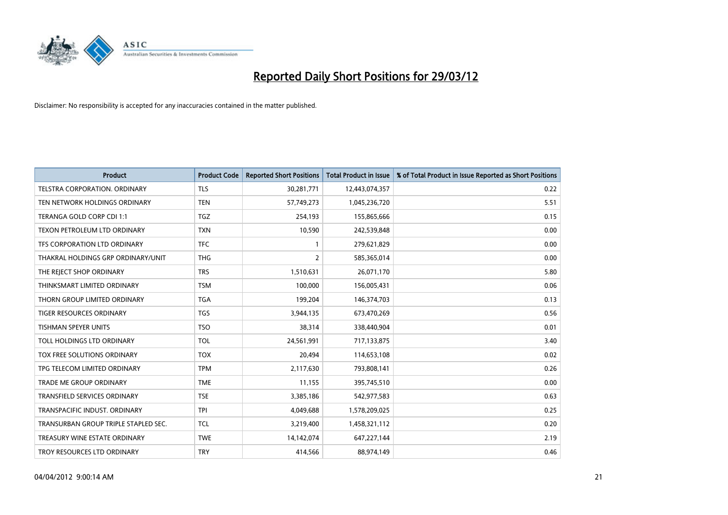# Reported Daily Short Positions for 29/03/12

Disclaimer: No responsibility is accepted for any inaccuracies contained in the matter published.

| Product | Product Code | Reported Short Positions | Total Product in Issue | % of Total Product in Issue Reported as Short Positions |
|---|---|---|---|---|
| TELSTRA CORPORATION. ORDINARY | TLS | 30,281,771 | 12,443,074,357 | 0.22 |
| TEN NETWORK HOLDINGS ORDINARY | TEN | 57,749,273 | 1,045,236,720 | 5.51 |
| TERANGA GOLD CORP CDI 1:1 | TGZ | 254,193 | 155,865,666 | 0.15 |
| TEXON PETROLEUM LTD ORDINARY | TXN | 10,590 | 242,539,848 | 0.00 |
| TFS CORPORATION LTD ORDINARY | TFC | 1 | 279,621,829 | 0.00 |
| THAKRAL HOLDINGS GRP ORDINARY/UNIT | THG | 2 | 585,365,014 | 0.00 |
| THE REJECT SHOP ORDINARY | TRS | 1,510,631 | 26,071,170 | 5.80 |
| THINKSMART LIMITED ORDINARY | TSM | 100,000 | 156,005,431 | 0.06 |
| THORN GROUP LIMITED ORDINARY | TGA | 199,204 | 146,374,703 | 0.13 |
| TIGER RESOURCES ORDINARY | TGS | 3,944,135 | 673,470,269 | 0.56 |
| TISHMAN SPEYER UNITS | TSO | 38,314 | 338,440,904 | 0.01 |
| TOLL HOLDINGS LTD ORDINARY | TOL | 24,561,991 | 717,133,875 | 3.40 |
| TOX FREE SOLUTIONS ORDINARY | TOX | 20,494 | 114,653,108 | 0.02 |
| TPG TELECOM LIMITED ORDINARY | TPM | 2,117,630 | 793,808,141 | 0.26 |
| TRADE ME GROUP ORDINARY | TME | 11,155 | 395,745,510 | 0.00 |
| TRANSFIELD SERVICES ORDINARY | TSE | 3,385,186 | 542,977,583 | 0.63 |
| TRANSPACIFIC INDUST. ORDINARY | TPI | 4,049,688 | 1,578,209,025 | 0.25 |
| TRANSURBAN GROUP TRIPLE STAPLED SEC. | TCL | 3,219,400 | 1,458,321,112 | 0.20 |
| TREASURY WINE ESTATE ORDINARY | TWE | 14,142,074 | 647,227,144 | 2.19 |
| TROY RESOURCES LTD ORDINARY | TRY | 414,566 | 88,974,149 | 0.46 |

04/04/2012 9:00:14 AM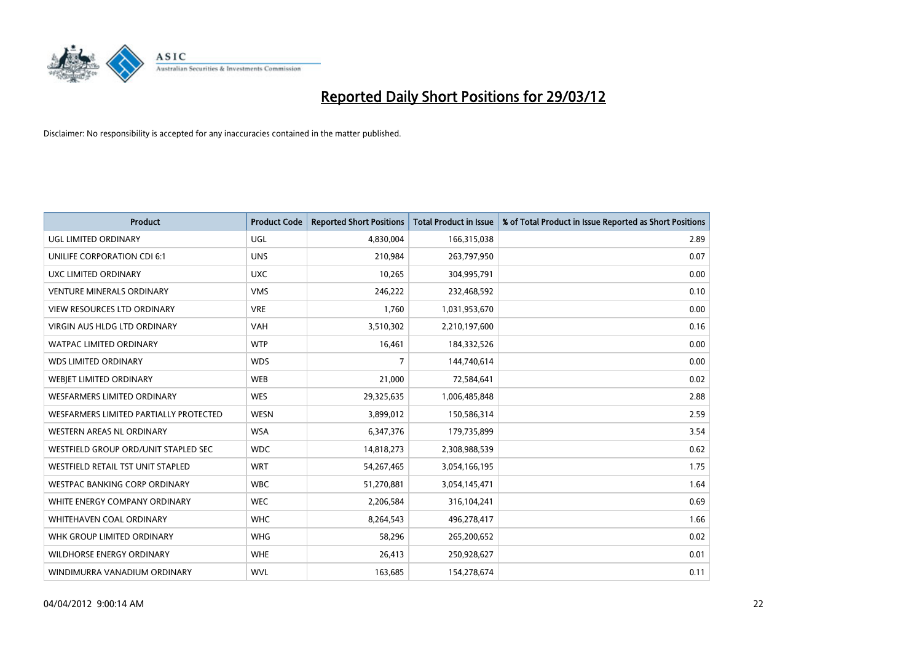# Reported Daily Short Positions for 29/03/12

Disclaimer: No responsibility is accepted for any inaccuracies contained in the matter published.

| Product | Product Code | Reported Short Positions | Total Product in Issue | % of Total Product in Issue Reported as Short Positions |
|---|---|---|---|---|
| UGL LIMITED ORDINARY | UGL | 4,830,004 | 166,315,038 | 2.89 |
| UNILIFE CORPORATION CDI 6:1 | UNS | 210,984 | 263,797,950 | 0.07 |
| UXC LIMITED ORDINARY | UXC | 10,265 | 304,995,791 | 0.00 |
| VENTURE MINERALS ORDINARY | VMS | 246,222 | 232,468,592 | 0.10 |
| VIEW RESOURCES LTD ORDINARY | VRE | 1,760 | 1,031,953,670 | 0.00 |
| VIRGIN AUS HLDG LTD ORDINARY | VAH | 3,510,302 | 2,210,197,600 | 0.16 |
| WATPAC LIMITED ORDINARY | WTP | 16,461 | 184,332,526 | 0.00 |
| WDS LIMITED ORDINARY | WDS | 7 | 144,740,614 | 0.00 |
| WEBJET LIMITED ORDINARY | WEB | 21,000 | 72,584,641 | 0.02 |
| WESFARMERS LIMITED ORDINARY | WES | 29,325,635 | 1,006,485,848 | 2.88 |
| WESFARMERS LIMITED PARTIALLY PROTECTED | WESN | 3,899,012 | 150,586,314 | 2.59 |
| WESTERN AREAS NL ORDINARY | WSA | 6,347,376 | 179,735,899 | 3.54 |
| WESTFIELD GROUP ORD/UNIT STAPLED SEC | WDC | 14,818,273 | 2,308,988,539 | 0.62 |
| WESTFIELD RETAIL TST UNIT STAPLED | WRT | 54,267,465 | 3,054,166,195 | 1.75 |
| WESTPAC BANKING CORP ORDINARY | WBC | 51,270,881 | 3,054,145,471 | 1.64 |
| WHITE ENERGY COMPANY ORDINARY | WEC | 2,206,584 | 316,104,241 | 0.69 |
| WHITEHAVEN COAL ORDINARY | WHC | 8,264,543 | 496,278,417 | 1.66 |
| WHK GROUP LIMITED ORDINARY | WHG | 58,296 | 265,200,652 | 0.02 |
| WILDHORSE ENERGY ORDINARY | WHE | 26,413 | 250,928,627 | 0.01 |
| WINDIMURRA VANADIUM ORDINARY | WVL | 163,685 | 154,278,674 | 0.11 |

04/04/2012 9:00:14 AM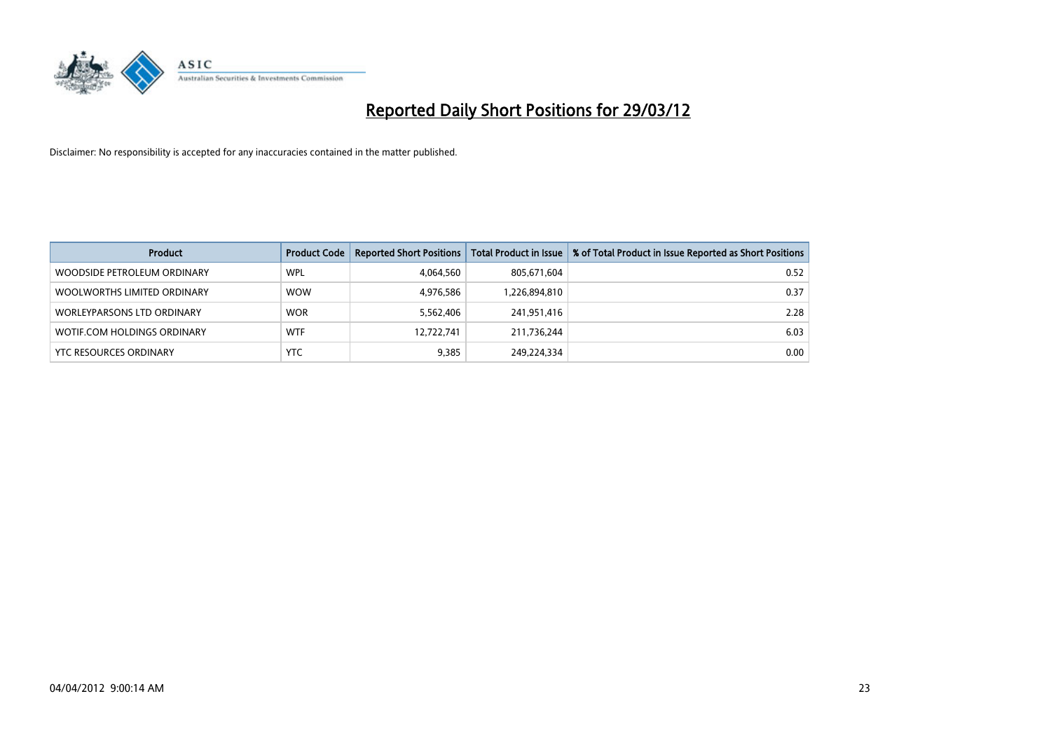# Reported Daily Short Positions for 29/03/12

Disclaimer: No responsibility is accepted for any inaccuracies contained in the matter published.

| Product | Product Code | Reported Short Positions | Total Product in Issue | % of Total Product in Issue Reported as Short Positions |
|---|---|---|---|---|
| WOODSIDE PETROLEUM ORDINARY | WPL | 4,064,560 | 805,671,604 | 0.52 |
| WOOLWORTHS LIMITED ORDINARY | WOW | 4,976,586 | 1,226,894,810 | 0.37 |
| WORLEYPARSONS LTD ORDINARY | WOR | 5,562,406 | 241,951,416 | 2.28 |
| WOTIF.COM HOLDINGS ORDINARY | WTF | 12,722,741 | 211,736,244 | 6.03 |
| YTC RESOURCES ORDINARY | YTC | 9,385 | 249,224,334 | 0.00 |

04/04/2012 9:00:14 AM